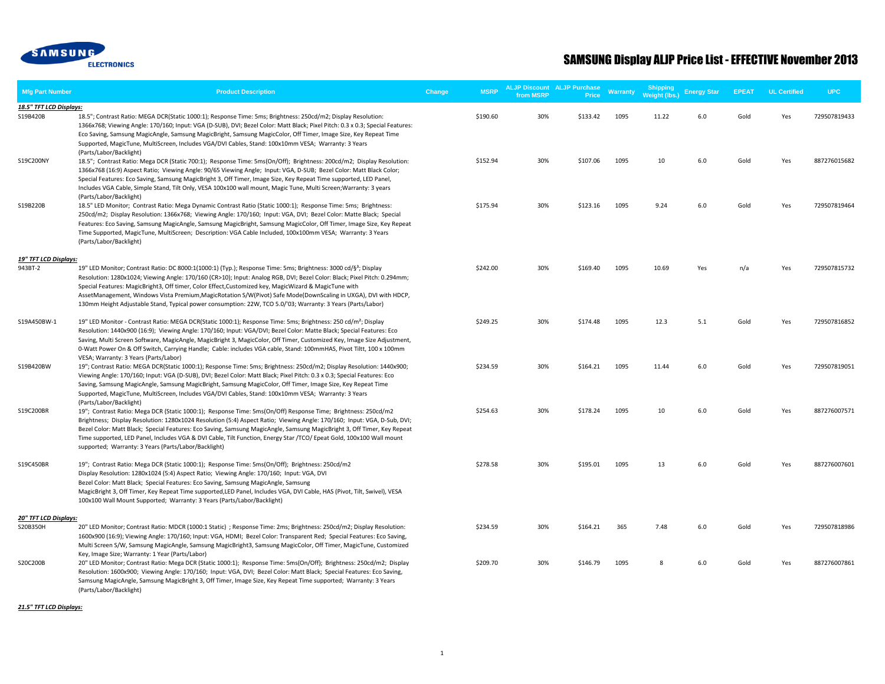SAMSUNG ELECTRONICS

# SAMSUNG Display ALJP Price List - EFFECTIVE November 2013

| Mfg Part Number | Product Description | Change | MSRP | ALJP Discount from MSRP | ALJP Purchase Price | Warranty | Shipping Weight (lbs.) | Energy Star | EPEAT | UL Certified | UPC |
|---|---|---|---|---|---|---|---|---|---|---|---|
| ***18.5" TFT LCD Displays:*** | | | | | | | | | | | |
| S19B420B | 18.5"; Contrast Ratio: MEGA DCR(Static 1000:1); Response Time: 5ms; Brightness: 250cd/m2; Display Resolution: 1366x768; Viewing Angle: 170/160; Input: VGA (D-SUB), DVI; Bezel Color: Matt Black; Pixel Pitch: 0.3 x 0.3; Special Features: Eco Saving, Samsung MagicAngle, Samsung MagicBright, Samsung MagicColor, Off Timer, Image Size, Key Repeat Time Supported, MagicTune, MultiScreen, Includes VGA/DVI Cables, Stand: 100x10mm VESA; Warranty: 3 Years (Parts/Labor/Backlight) | | $190.60 | 30% | $133.42 | 1095 | 11.22 | 6.0 | Gold | Yes | 729507819433 |
| S19C200NY | 18.5"; Contrast Ratio: Mega DCR (Static 700:1); Response Time: 5ms(On/Off); Brightness: 200cd/m2; Display Resolution: 1366x768 (16:9) Aspect Ratio; Viewing Angle: 90/65 Viewing Angle; Input: VGA, D-SUB; Bezel Color: Matt Black Color; Special Features: Eco Saving, Samsung MagicBright 3, Off Timer, Image Size, Key Repeat Time supported, LED Panel, Includes VGA Cable, Simple Stand, Tilt Only, VESA 100x100 wall mount, Magic Tune, Multi Screen;Warranty: 3 years (Parts/Labor/Backlight) | | $152.94 | 30% | $107.06 | 1095 | 10 | 6.0 | Gold | Yes | 887276015682 |
| S19B220B | 18.5" LED Monitor; Contrast Ratio: Mega Dynamic Contrast Ratio (Static 1000:1); Response Time: 5ms; Brightness: 250cd/m2; Display Resolution: 1366x768; Viewing Angle: 170/160; Input: VGA, DVI; Bezel Color: Matte Black; Special Features: Eco Saving, Samsung MagicAngle, Samsung MagicBright, Samsung MagicColor, Off Timer, Image Size, Key Repeat Time Supported, MagicTune, MultiScreen; Description: VGA Cable Included, 100x100mm VESA; Warranty: 3 Years (Parts/Labor/Backlight) | | $175.94 | 30% | $123.16 | 1095 | 9.24 | 6.0 | Gold | Yes | 729507819464 |
| ***19" TFT LCD Displays:*** | | | | | | | | | | | |
| 943BT-2 | 19" LED Monitor; Contrast Ratio: DC 8000:1(1000:1) (Typ.); Response Time: 5ms; Brightness: 3000 cd/§³; Display Resolution: 1280x1024; Viewing Angle: 170/160 (CR>10); Input: Analog RGB, DVI; Bezel Color: Black; Pixel Pitch: 0.294mm; Special Features: MagicBright3, Off timer, Color Effect,Customized key, MagicWizard & MagicTune with AssetManagement, Windows Vista Premium,MagicRotation S/W(Pivot) Safe Mode(DownScaling in UXGA), DVI with HDCP, 130mm Height Adjustable Stand, Typical power consumption: 22W, TCO 5.0/'03; Warranty: 3 Years (Parts/Labor) | | $242.00 | 30% | $169.40 | 1095 | 10.69 | Yes | n/a | Yes | 729507815732 |
| S19A450BW-1 | 19" LED Monitor - Contrast Ratio: MEGA DCR(Static 1000:1); Response Time: 5ms; Brightness: 250 cd/m²; Display Resolution: 1440x900 (16:9); Viewing Angle: 170/160; Input: VGA/DVI; Bezel Color: Matte Black; Special Features: Eco Saving, Multi Screen Software, MagicAngle, MagicBright 3, MagicColor, Off Timer, Customized Key, Image Size Adjustment, 0-Watt Power On & Off Switch, Carrying Handle; Cable: includes VGA cable, Stand: 100mmHAS, Pivot Tiltt, 100 x 100mm VESA; Warranty: 3 Years (Parts/Labor) | | $249.25 | 30% | $174.48 | 1095 | 12.3 | 5.1 | Gold | Yes | 729507816852 |
| S19B420BW | 19"; Contrast Ratio: MEGA DCR(Static 1000:1); Response Time: 5ms; Brightness: 250cd/m2; Display Resolution: 1440x900; Viewing Angle: 170/160; Input: VGA (D-SUB), DVI; Bezel Color: Matt Black; Pixel Pitch: 0.3 x 0.3; Special Features: Eco Saving, Samsung MagicAngle, Samsung MagicBright, Samsung MagicColor, Off Timer, Image Size, Key Repeat Time Supported, MagicTune, MultiScreen, Includes VGA/DVI Cables, Stand: 100x10mm VESA; Warranty: 3 Years (Parts/Labor/Backlight) | | $234.59 | 30% | $164.21 | 1095 | 11.44 | 6.0 | Gold | Yes | 729507819051 |
| S19C200BR | 19"; Contrast Ratio: Mega DCR (Static 1000:1); Response Time: 5ms(On/Off) Response Time; Brightness: 250cd/m2 Brightness; Display Resolution: 1280x1024 Resolution (5:4) Aspect Ratio; Viewing Angle: 170/160; Input: VGA, D-Sub, DVI; Bezel Color: Matt Black; Special Features: Eco Saving, Samsung MagicAngle, Samsung MagicBright 3, Off Timer, Key Repeat Time supported, LED Panel, Includes VGA & DVI Cable, Tilt Function, Energy Star /TCO/ Epeat Gold, 100x100 Wall mount supported; Warranty: 3 Years (Parts/Labor/Backlight) | | $254.63 | 30% | $178.24 | 1095 | 10 | 6.0 | Gold | Yes | 887276007571 |
| S19C450BR | 19"; Contrast Ratio: Mega DCR (Static 1000:1); Response Time: 5ms(On/Off); Brightness: 250cd/m2 Display Resolution: 1280x1024 (5:4) Aspect Ratio; Viewing Angle: 170/160; Input: VGA, DVI Bezel Color: Matt Black; Special Features: Eco Saving, Samsung MagicAngle, Samsung MagicBright 3, Off Timer, Key Repeat Time supported,LED Panel, Includes VGA, DVI Cable, HAS (Pivot, Tilt, Swivel), VESA 100x100 Wall Mount Supported; Warranty: 3 Years (Parts/Labor/Backlight) | | $278.58 | 30% | $195.01 | 1095 | 13 | 6.0 | Gold | Yes | 887276007601 |
| ***20" TFT LCD Displays:*** | | | | | | | | | | | |
| S20B350H | 20" LED Monitor; Contrast Ratio: MDCR (1000:1 Static) ; Response Time: 2ms; Brightness: 250cd/m2; Display Resolution: 1600x900 (16:9); Viewing Angle: 170/160; Input: VGA, HDMI; Bezel Color: Transparent Red; Special Features: Eco Saving, Multi Screen S/W, Samsung MagicAngle, Samsung MagicBright3, Samsung MagicColor, Off Timer, MagicTune, Customized Key, Image Size; Warranty: 1 Year (Parts/Labor) | | $234.59 | 30% | $164.21 | 365 | 7.48 | 6.0 | Gold | Yes | 729507818986 |
| S20C200B | 20" LED Monitor; Contrast Ratio: Mega DCR (Static 1000:1); Response Time: 5ms(On/Off); Brightness: 250cd/m2; Display Resolution: 1600x900; Viewing Angle: 170/160; Input: VGA, DVI; Bezel Color: Matt Black; Special Features: Eco Saving, Samsung MagicAngle, Samsung MagicBright 3, Off Timer, Image Size, Key Repeat Time supported; Warranty: 3 Years (Parts/Labor/Backlight) | | $209.70 | 30% | $146.79 | 1095 | 8 | 6.0 | Gold | Yes | 887276007861 |
| ***21.5" TFT LCD Displays:*** | | | | | | | | | | | |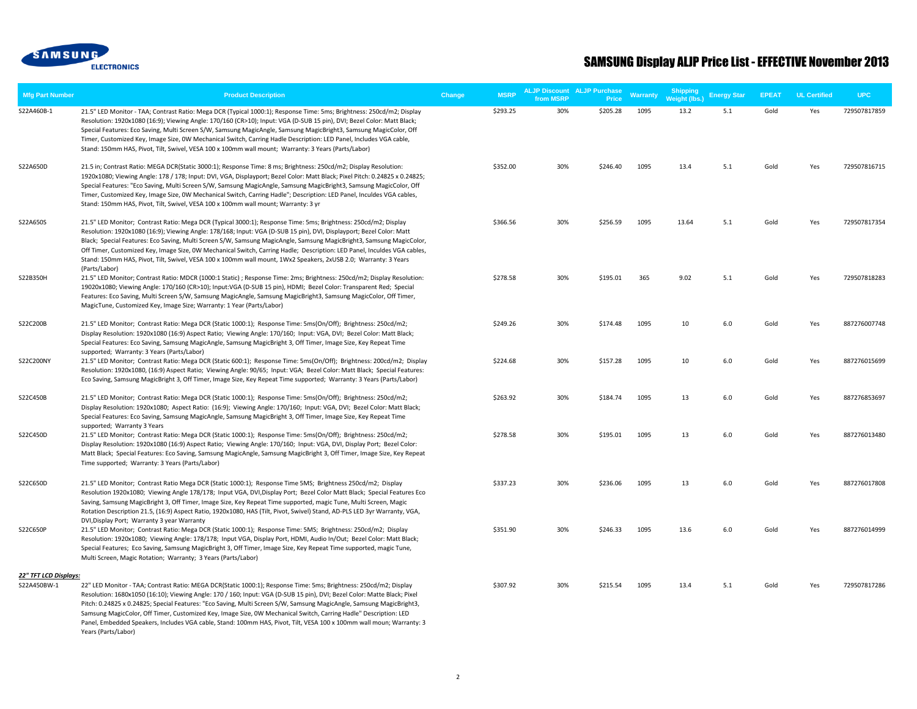# SAMSUNG Display ALJP Price List - EFFECTIVE November 2013

| Mfg Part Number | Product Description | Change | MSRP | ALJP Discount from MSRP | ALJP Purchase Price | Warranty | Shipping Weight (lbs.) | Energy Star | EPEAT | UL Certified | UPC |
|---|---|---|---|---|---|---|---|---|---|---|---|
| S22A460B-1 | 21.5" LED Monitor - TAA; Contrast Ratio: Mega DCR (Typical 1000:1); Response Time: 5ms; Brightness: 250cd/m2; Display Resolution: 1920x1080 (16:9); Viewing Angle: 170/160 (CR>10); Input: VGA (D-SUB 15 pin), DVI; Bezel Color: Matt Black; Special Features: Eco Saving, Multi Screen S/W, Samsung MagicAngle, Samsung MagicBright3, Samsung MagicColor, Off Timer, Customized Key, Image Size, 0W Mechanical Switch, Carring Hadle Description: LED Panel, Includes VGA cable, Stand: 150mm HAS, Pivot, Tilt, Swivel, VESA 100 x 100mm wall mount; Warranty: 3 Years (Parts/Labor) | | $293.25 | 30% | $205.28 | 1095 | 13.2 | 5.1 | Gold | Yes | 729507817859 |
| S22A650D | 21.5 in; Contrast Ratio: MEGA DCR(Static 3000:1); Response Time: 8 ms; Brightness: 250cd/m2; Display Resolution: 1920x1080; Viewing Angle: 178 / 178; Input: DVI, VGA, Displayport; Bezel Color: Matt Black; Pixel Pitch: 0.24825 x 0.24825; Special Features: "Eco Saving, Multi Screen S/W, Samsung MagicAngle, Samsung MagicBright3, Samsung MagicColor, Off Timer, Customized Key, Image Size, 0W Mechanical Switch, Carring Hadle"; Description: LED Panel, Inculdes VGA cables, Stand: 150mm HAS, Pivot, Tilt, Swivel, VESA 100 x 100mm wall mount; Warranty: 3 yr | | $352.00 | 30% | $246.40 | 1095 | 13.4 | 5.1 | Gold | Yes | 729507816715 |
| S22A650S | 21.5" LED Monitor; Contrast Ratio: Mega DCR (Typical 3000:1); Response Time: 5ms; Brightness: 250cd/m2; Display Resolution: 1920x1080 (16:9); Viewing Angle: 178/168; Input: VGA (D-SUB 15 pin), DVI, Displayport; Bezel Color: Matt Black; Special Features: Eco Saving, Multi Screen S/W, Samsung MagicAngle, Samsung MagicBright3, Samsung MagicColor, Off Timer, Customized Key, Image Size, 0W Mechanical Switch, Carring Hadle; Description: LED Panel, Inculdes VGA cables, Stand: 150mm HAS, Pivot, Tilt, Swivel, VESA 100 x 100mm wall mount, 1Wx2 Speakers, 2xUSB 2.0; Warranty: 3 Years (Parts/Labor) | | $366.56 | 30% | $256.59 | 1095 | 13.64 | 5.1 | Gold | Yes | 729507817354 |
| S22B350H | 21.5" LED Monitor; Contrast Ratio: MDCR (1000:1 Static) ; Response Time: 2ms; Brightness: 250cd/m2; Display Resolution: 19020x1080; Viewing Angle: 170/160 (CR>10); Input:VGA (D-SUB 15 pin), HDMI; Bezel Color: Transparent Red; Special Features: Eco Saving, Multi Screen S/W, Samsung MagicAngle, Samsung MagicBright3, Samsung MagicColor, Off Timer, MagicTune, Customized Key, Image Size; Warranty: 1 Year (Parts/Labor) | | $278.58 | 30% | $195.01 | 365 | 9.02 | 5.1 | Gold | Yes | 729507818283 |
| S22C200B | 21.5" LED Monitor; Contrast Ratio: Mega DCR (Static 1000:1); Response Time: 5ms(On/Off); Brightness: 250cd/m2; Display Resolution: 1920x1080 (16:9) Aspect Ratio; Viewing Angle: 170/160; Input: VGA, DVI; Bezel Color: Matt Black; Special Features: Eco Saving, Samsung MagicAngle, Samsung MagicBright 3, Off Timer, Image Size, Key Repeat Time supported; Warranty: 3 Years (Parts/Labor) | | $249.26 | 30% | $174.48 | 1095 | 10 | 6.0 | Gold | Yes | 887276007748 |
| S22C200NY | 21.5" LED Monitor; Contrast Ratio: Mega DCR (Static 600:1); Response Time: 5ms(On/Off); Brightness: 200cd/m2; Display Resolution: 1920x1080, (16:9) Aspect Ratio; Viewing Angle: 90/65; Input: VGA; Bezel Color: Matt Black; Special Features: Eco Saving, Samsung MagicBright 3, Off Timer, Image Size, Key Repeat Time supported; Warranty: 3 Years (Parts/Labor) | | $224.68 | 30% | $157.28 | 1095 | 10 | 6.0 | Gold | Yes | 887276015699 |
| S22C450B | 21.5" LED Monitor; Contrast Ratio: Mega DCR (Static 1000:1); Response Time: 5ms(On/Off); Brightness: 250cd/m2; Display Resolution: 1920x1080; Aspect Ratio: (16:9); Viewing Angle: 170/160; Input: VGA, DVI; Bezel Color: Matt Black; Special Features: Eco Saving, Samsung MagicAngle, Samsung MagicBright 3, Off Timer, Image Size, Key Repeat Time supported; Warranty 3 Years | | $263.92 | 30% | $184.74 | 1095 | 13 | 6.0 | Gold | Yes | 887276853697 |
| S22C450D | 21.5" LED Monitor; Contrast Ratio: Mega DCR (Static 1000:1); Response Time: 5ms(On/Off); Brightness: 250cd/m2; Display Resolution: 1920x1080 (16:9) Aspect Ratio; Viewing Angle: 170/160; Input: VGA, DVI, Display Port; Bezel Color: Matt Black; Special Features: Eco Saving, Samsung MagicAngle, Samsung MagicBright 3, Off Timer, Image Size, Key Repeat Time supported; Warranty: 3 Years (Parts/Labor) | | $278.58 | 30% | $195.01 | 1095 | 13 | 6.0 | Gold | Yes | 887276013480 |
| S22C650D | 21.5" LED Monitor; Contrast Ratio Mega DCR (Static 1000:1); Response Time 5MS; Brightness 250cd/m2; Display Resolution 1920x1080; Viewing Angle 178/178; Input VGA, DVI,Display Port; Bezel Color Matt Black; Special Features Eco Saving, Samsung MagicBright 3, Off Timer, Image Size, Key Repeat Time supported, magic Tune, Multi Screen, Magic Rotation Description 21.5, (16:9) Aspect Ratio, 1920x1080, HAS (Tilt, Pivot, Swivel) Stand, AD-PLS LED 3yr Warranty, VGA, DVI,Display Port; Warranty 3 year Warranty | | $337.23 | 30% | $236.06 | 1095 | 13 | 6.0 | Gold | Yes | 887276017808 |
| S22C650P | 21.5" LED Monitor; Contrast Ratio: Mega DCR (Static 1000:1); Response Time: 5MS; Brightness: 250cd/m2; Display Resolution: 1920x1080; Viewing Angle: 178/178; Input VGA, Display Port, HDMI, Audio In/Out; Bezel Color: Matt Black; Special Features; Eco Saving, Samsung MagicBright 3, Off Timer, Image Size, Key Repeat Time supported, magic Tune, Multi Screen, Magic Rotation; Warranty; 3 Years (Parts/Labor) | | $351.90 | 30% | $246.33 | 1095 | 13.6 | 6.0 | Gold | Yes | 887276014999 |
| ***22" TFT LCD Displays:*** | | | | | | | | | | | |
| S22A450BW-1 | 22" LED Monitor - TAA; Contrast Ratio: MEGA DCR(Static 1000:1); Response Time: 5ms; Brightness: 250cd/m2; Display Resolution: 1680x1050 (16:10); Viewing Angle: 170 / 160; Input: VGA (D-SUB 15 pin), DVI; Bezel Color: Matte Black; Pixel Pitch: 0.24825 x 0.24825; Special Features: "Eco Saving, Multi Screen S/W, Samsung MagicAngle, Samsung MagicBright3, Samsung MagicColor, Off Timer, Customized Key, Image Size, 0W Mechanical Switch, Carring Hadle" Description: LED Panel, Embedded Speakers, Includes VGA cable, Stand: 100mm HAS, Pivot, Tilt, VESA 100 x 100mm wall moun; Warranty: 3 Years (Parts/Labor) | | $307.92 | 30% | $215.54 | 1095 | 13.4 | 5.1 | Gold | Yes | 729507817286 |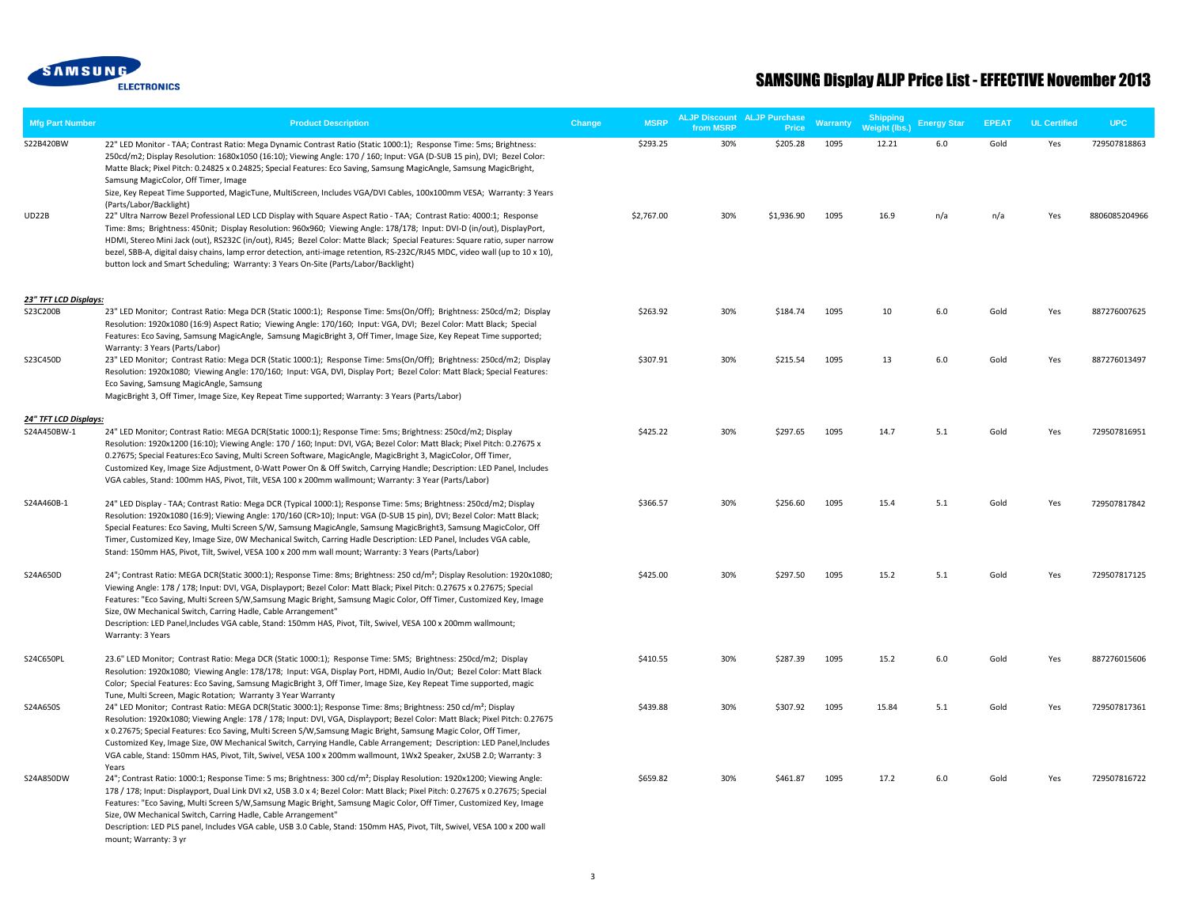# SAMSUNG Display ALJP Price List - EFFECTIVE November 2013

| Mfg Part Number | Product Description | Change | MSRP | ALJP Discount from MSRP | ALJP Purchase Price | Warranty | Shipping Weight (lbs.) | Energy Star | EPEAT | UL Certified | UPC |
|---|---|---|---|---|---|---|---|---|---|---|---|
| S22B420BW | 22" LED Monitor - TAA; Contrast Ratio: Mega Dynamic Contrast Ratio (Static 1000:1); Response Time: 5ms; Brightness: 250cd/m2; Display Resolution: 1680x1050 (16:10); Viewing Angle: 170 / 160; Input: VGA (D-SUB 15 pin), DVI; Bezel Color: Matte Black; Pixel Pitch: 0.24825 x 0.24825; Special Features: Eco Saving, Samsung MagicAngle, Samsung MagicBright, Samsung MagicColor, Off Timer, Image Size, Key Repeat Time Supported, MagicTune, MultiScreen, Includes VGA/DVI Cables, 100x100mm VESA; Warranty: 3 Years (Parts/Labor/Backlight) | | $293.25 | 30% | $205.28 | 1095 | 12.21 | 6.0 | Gold | Yes | 729507818863 |
| UD22B | 22" Ultra Narrow Bezel Professional LED LCD Display with Square Aspect Ratio - TAA; Contrast Ratio: 4000:1; Response Time: 8ms; Brightness: 450nit; Display Resolution: 960x960; Viewing Angle: 178/178; Input: DVI-D (in/out), DisplayPort, HDMI, Stereo Mini Jack (out), RS232C (in/out), RJ45; Bezel Color: Matte Black; Special Features: Square ratio, super narrow bezel, SBB-A, digital daisy chains, lamp error detection, anti-image retention, RS-232C/RJ45 MDC, video wall (up to 10 x 10), button lock and Smart Scheduling; Warranty: 3 Years On-Site (Parts/Labor/Backlight) | | $2,767.00 | 30% | $1,936.90 | 1095 | 16.9 | n/a | n/a | Yes | 8806085204966 |
| ***23" TFT LCD Displays:*** | | | | | | | | | | | |
| S23C200B | 23" LED Monitor; Contrast Ratio: Mega DCR (Static 1000:1); Response Time: 5ms(On/Off); Brightness: 250cd/m2; Display Resolution: 1920x1080 (16:9) Aspect Ratio; Viewing Angle: 170/160; Input: VGA, DVI; Bezel Color: Matt Black; Special Features: Eco Saving, Samsung MagicAngle, Samsung MagicBright 3, Off Timer, Image Size, Key Repeat Time supported; Warranty: 3 Years (Parts/Labor) | | $263.92 | 30% | $184.74 | 1095 | 10 | 6.0 | Gold | Yes | 887276007625 |
| S23C450D | 23" LED Monitor; Contrast Ratio: Mega DCR (Static 1000:1); Response Time: 5ms(On/Off); Brightness: 250cd/m2; Display Resolution: 1920x1080; Viewing Angle: 170/160; Input: VGA, DVI, Display Port; Bezel Color: Matt Black; Special Features: Eco Saving, Samsung MagicAngle, Samsung MagicBright 3, Off Timer, Image Size, Key Repeat Time supported; Warranty: 3 Years (Parts/Labor) | | $307.91 | 30% | $215.54 | 1095 | 13 | 6.0 | Gold | Yes | 887276013497 |
| ***24" TFT LCD Displays:*** | | | | | | | | | | | |
| S24A450BW-1 | 24" LED Monitor; Contrast Ratio: MEGA DCR(Static 1000:1); Response Time: 5ms; Brightness: 250cd/m2; Display Resolution: 1920x1200 (16:10); Viewing Angle: 170 / 160; Input: DVI, VGA; Bezel Color: Matt Black; Pixel Pitch: 0.27675 x 0.27675; Special Features:Eco Saving, Multi Screen Software, MagicAngle, MagicBright 3, MagicColor, Off Timer, Customized Key, Image Size Adjustment, 0-Watt Power On & Off Switch, Carrying Handle; Description: LED Panel, Includes VGA cables, Stand: 100mm HAS, Pivot, Tilt, VESA 100 x 200mm wallmount; Warranty: 3 Year (Parts/Labor) | | $425.22 | 30% | $297.65 | 1095 | 14.7 | 5.1 | Gold | Yes | 729507816951 |
| S24A460B-1 | 24" LED Display - TAA; Contrast Ratio: Mega DCR (Typical 1000:1); Response Time: 5ms; Brightness: 250cd/m2; Display Resolution: 1920x1080 (16:9); Viewing Angle: 170/160 (CR>10); Input: VGA (D-SUB 15 pin), DVI; Bezel Color: Matt Black; Special Features: Eco Saving, Multi Screen S/W, Samsung MagicAngle, Samsung MagicBright3, Samsung MagicColor, Off Timer, Customized Key, Image Size, 0W Mechanical Switch, Carring Hadle Description: LED Panel, Includes VGA cable, Stand: 150mm HAS, Pivot, Tilt, Swivel, VESA 100 x 200 mm wall mount; Warranty: 3 Years (Parts/Labor) | | $366.57 | 30% | $256.60 | 1095 | 15.4 | 5.1 | Gold | Yes | 729507817842 |
| S24A650D | 24"; Contrast Ratio: MEGA DCR(Static 3000:1); Response Time: 8ms; Brightness: 250 cd/m²; Display Resolution: 1920x1080; Viewing Angle: 178 / 178; Input: DVI, VGA, Displayport; Bezel Color: Matt Black; Pixel Pitch: 0.27675 x 0.27675; Special Features: "Eco Saving, Multi Screen S/W,Samsung Magic Bright, Samsung Magic Color, Off Timer, Customized Key, Image Size, 0W Mechanical Switch, Carring Hadle, Cable Arrangement" Description: LED Panel,Includes VGA cable, Stand: 150mm HAS, Pivot, Tilt, Swivel, VESA 100 x 200mm wallmount; Warranty: 3 Years | | $425.00 | 30% | $297.50 | 1095 | 15.2 | 5.1 | Gold | Yes | 729507817125 |
| S24C650PL | 23.6" LED Monitor; Contrast Ratio: Mega DCR (Static 1000:1); Response Time: 5MS; Brightness: 250cd/m2; Display Resolution: 1920x1080; Viewing Angle: 178/178; Input: VGA, Display Port, HDMI, Audio In/Out; Bezel Color: Matt Black Color; Special Features: Eco Saving, Samsung MagicBright 3, Off Timer, Image Size, Key Repeat Time supported, magic Tune, Multi Screen, Magic Rotation; Warranty 3 Year Warranty | | $410.55 | 30% | $287.39 | 1095 | 15.2 | 6.0 | Gold | Yes | 887276015606 |
| S24A650S | 24" LED Monitor; Contrast Ratio: MEGA DCR(Static 3000:1); Response Time: 8ms; Brightness: 250 cd/m²; Display Resolution: 1920x1080; Viewing Angle: 178 / 178; Input: DVI, VGA, Displayport; Bezel Color: Matt Black; Pixel Pitch: 0.27675 x 0.27675; Special Features: Eco Saving, Multi Screen S/W,Samsung Magic Bright, Samsung Magic Color, Off Timer, Customized Key, Image Size, 0W Mechanical Switch, Carrying Handle, Cable Arrangement; Description: LED Panel,Includes VGA cable, Stand: 150mm HAS, Pivot, Tilt, Swivel, VESA 100 x 200mm wallmount, 1Wx2 Speaker, 2xUSB 2.0; Warranty: 3 Years | | $439.88 | 30% | $307.92 | 1095 | 15.84 | 5.1 | Gold | Yes | 729507817361 |
| S24A850DW | 24"; Contrast Ratio: 1000:1; Response Time: 5 ms; Brightness: 300 cd/m²; Display Resolution: 1920x1200; Viewing Angle: 178 / 178; Input: Displayport, Dual Link DVI x2, USB 3.0 x 4; Bezel Color: Matt Black; Pixel Pitch: 0.27675 x 0.27675; Special Features: "Eco Saving, Multi Screen S/W,Samsung Magic Bright, Samsung Magic Color, Off Timer, Customized Key, Image Size, 0W Mechanical Switch, Carring Hadle, Cable Arrangement" Description: LED PLS panel, Includes VGA cable, USB 3.0 Cable, Stand: 150mm HAS, Pivot, Tilt, Swivel, VESA 100 x 200 wall mount; Warranty: 3 yr | | $659.82 | 30% | $461.87 | 1095 | 17.2 | 6.0 | Gold | Yes | 729507816722 |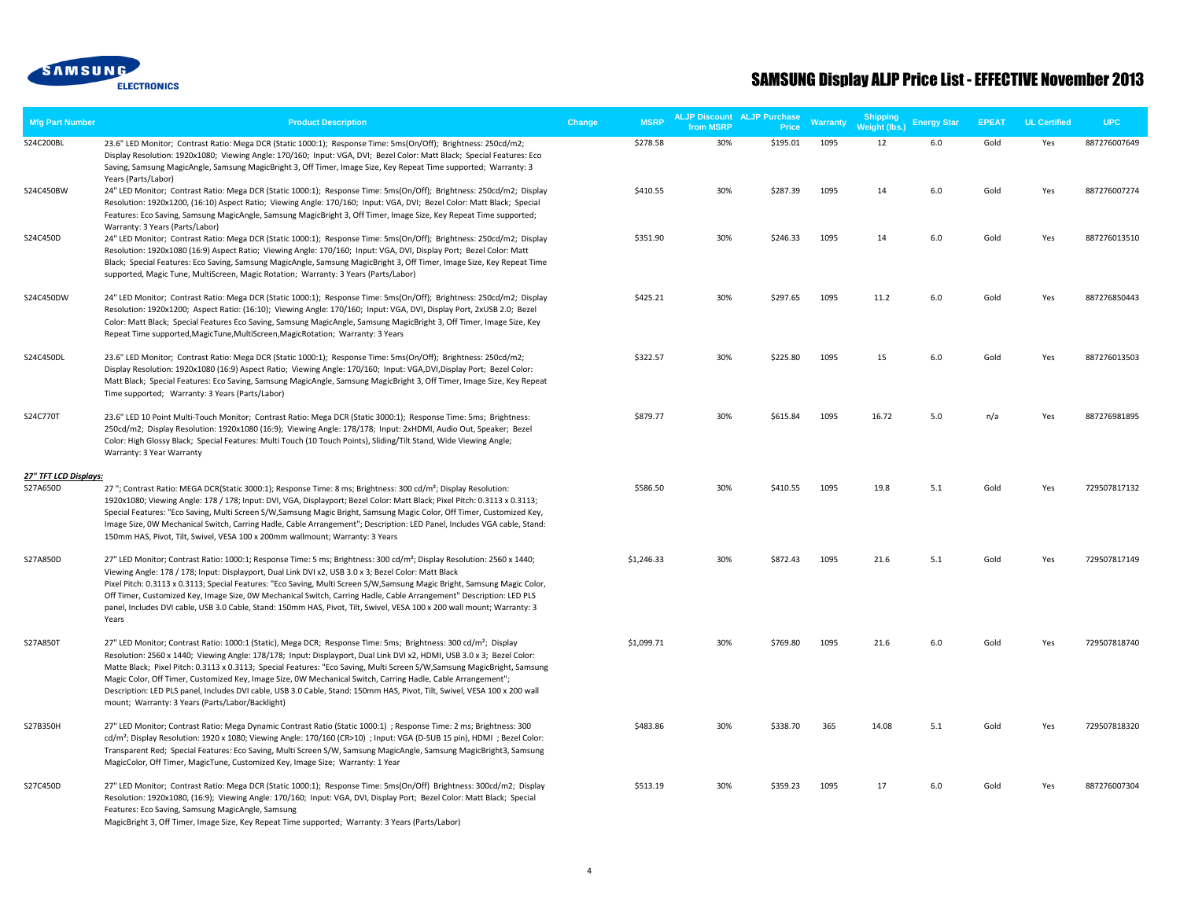# SAMSUNG Display ALJP Price List - EFFECTIVE November 2013

| Mfg Part Number | Product Description | Change | MSRP | ALJP Discount from MSRP | ALJP Purchase Price | Warranty | Shipping Weight (lbs.) | Energy Star | EPEAT | UL Certified | UPC |
|---|---|---|---|---|---|---|---|---|---|---|---|
| S24C200BL | 23.6" LED Monitor; Contrast Ratio: Mega DCR (Static 1000:1); Response Time: 5ms(On/Off); Brightness: 250cd/m2; Display Resolution: 1920x1080; Viewing Angle: 170/160; Input: VGA, DVI; Bezel Color: Matt Black; Special Features: Eco Saving, Samsung MagicAngle, Samsung MagicBright 3, Off Timer, Image Size, Key Repeat Time supported; Warranty: 3 Years (Parts/Labor) | | $278.58 | 30% | $195.01 | 1095 | 12 | 6.0 | Gold | Yes | 887276007649 |
| S24C450BW | 24" LED Monitor; Contrast Ratio: Mega DCR (Static 1000:1); Response Time: 5ms(On/Off); Brightness: 250cd/m2; Display Resolution: 1920x1200, (16:10) Aspect Ratio; Viewing Angle: 170/160; Input: VGA, DVI; Bezel Color: Matt Black; Special Features: Eco Saving, Samsung MagicAngle, Samsung MagicBright 3, Off Timer, Image Size, Key Repeat Time supported; Warranty: 3 Years (Parts/Labor) | | $410.55 | 30% | $287.39 | 1095 | 14 | 6.0 | Gold | Yes | 887276007274 |
| S24C450D | 24" LED Monitor; Contrast Ratio: Mega DCR (Static 1000:1); Response Time: 5ms(On/Off); Brightness: 250cd/m2; Display Resolution: 1920x1080 (16:9) Aspect Ratio; Viewing Angle: 170/160; Input: VGA, DVI, Display Port; Bezel Color: Matt Black; Special Features: Eco Saving, Samsung MagicAngle, Samsung MagicBright 3, Off Timer, Image Size, Key Repeat Time supported, Magic Tune, MultiScreen, Magic Rotation; Warranty: 3 Years (Parts/Labor) | | $351.90 | 30% | $246.33 | 1095 | 14 | 6.0 | Gold | Yes | 887276013510 |
| S24C450DW | 24" LED Monitor; Contrast Ratio: Mega DCR (Static 1000:1); Response Time: 5ms(On/Off); Brightness: 250cd/m2; Display Resolution: 1920x1200; Aspect Ratio: (16:10); Viewing Angle: 170/160; Input: VGA, DVI, Display Port, 2xUSB 2.0; Bezel Color: Matt Black; Special Features Eco Saving, Samsung MagicAngle, Samsung MagicBright 3, Off Timer, Image Size, Key Repeat Time supported,MagicTune,MultiScreen,MagicRotation; Warranty: 3 Years | | $425.21 | 30% | $297.65 | 1095 | 11.2 | 6.0 | Gold | Yes | 887276850443 |
| S24C450DL | 23.6" LED Monitor; Contrast Ratio: Mega DCR (Static 1000:1); Response Time: 5ms(On/Off); Brightness: 250cd/m2; Display Resolution: 1920x1080 (16:9) Aspect Ratio; Viewing Angle: 170/160; Input: VGA,DVI,Display Port; Bezel Color: Matt Black; Special Features: Eco Saving, Samsung MagicAngle, Samsung MagicBright 3, Off Timer, Image Size, Key Repeat Time supported; Warranty: 3 Years (Parts/Labor) | | $322.57 | 30% | $225.80 | 1095 | 15 | 6.0 | Gold | Yes | 887276013503 |
| S24C770T | 23.6" LED 10 Point Multi-Touch Monitor; Contrast Ratio: Mega DCR (Static 3000:1); Response Time: 5ms; Brightness: 250cd/m2; Display Resolution: 1920x1080 (16:9); Viewing Angle: 178/178; Input: 2xHDMI, Audio Out, Speaker; Bezel Color: High Glossy Black; Special Features: Multi Touch (10 Touch Points), Sliding/Tilt Stand, Wide Viewing Angle; Warranty: 3 Year Warranty | | $879.77 | 30% | $615.84 | 1095 | 16.72 | 5.0 | n/a | Yes | 887276981895 |
| ***27" TFT LCD Displays:*** | | | | | | | | | | | |
| S27A650D | 27 "; Contrast Ratio: MEGA DCR(Static 3000:1); Response Time: 8 ms; Brightness: 300 cd/m²; Display Resolution: 1920x1080; Viewing Angle: 178 / 178; Input: DVI, VGA, Displayport; Bezel Color: Matt Black; Pixel Pitch: 0.3113 x 0.3113; Special Features: "Eco Saving, Multi Screen S/W,Samsung Magic Bright, Samsung Magic Color, Off Timer, Customized Key, Image Size, 0W Mechanical Switch, Carring Hadle, Cable Arrangement"; Description: LED Panel, Includes VGA cable, Stand: 150mm HAS, Pivot, Tilt, Swivel, VESA 100 x 200mm wallmount; Warranty: 3 Years | | $586.50 | 30% | $410.55 | 1095 | 19.8 | 5.1 | Gold | Yes | 729507817132 |
| S27A850D | 27" LED Monitor; Contrast Ratio: 1000:1; Response Time: 5 ms; Brightness: 300 cd/m²; Display Resolution: 2560 x 1440; Viewing Angle: 178 / 178; Input: Displayport, Dual Link DVI x2, USB 3.0 x 3; Bezel Color: Matt Black Pixel Pitch: 0.3113 x 0.3113; Special Features: "Eco Saving, Multi Screen S/W,Samsung Magic Bright, Samsung Magic Color, Off Timer, Customized Key, Image Size, 0W Mechanical Switch, Carring Hadle, Cable Arrangement" Description: LED PLS panel, Includes DVI cable, USB 3.0 Cable, Stand: 150mm HAS, Pivot, Tilt, Swivel, VESA 100 x 200 wall mount; Warranty: 3 Years | | $1,246.33 | 30% | $872.43 | 1095 | 21.6 | 5.1 | Gold | Yes | 729507817149 |
| S27A850T | 27" LED Monitor; Contrast Ratio: 1000:1 (Static), Mega DCR; Response Time: 5ms; Brightness: 300 cd/m²; Display Resolution: 2560 x 1440; Viewing Angle: 178/178; Input: Displayport, Dual Link DVI x 2, HDMI, USB 3.0 x 3; Bezel Color: Matte Black; Pixel Pitch: 0.3113 x 0.3113; Special Features: "Eco Saving, Multi Screen S/W,Samsung MagicBright, Samsung Magic Color, Off Timer, Customized Key, Image Size, 0W Mechanical Switch, Carring Hadle, Cable Arrangement"; Description: LED PLS panel, Includes DVI cable, USB 3.0 Cable, Stand: 150mm HAS, Pivot, Tilt, Swivel, VESA 100 x 200 wall mount; Warranty: 3 Years (Parts/Labor/Backlight) | | $1,099.71 | 30% | $769.80 | 1095 | 21.6 | 6.0 | Gold | Yes | 729507818740 |
| S27B350H | 27" LED Monitor; Contrast Ratio: Mega Dynamic Contrast Ratio (Static 1000:1) ; Response Time: 2 ms; Brightness: 300 cd/m²; Display Resolution: 1920 x 1080; Viewing Angle: 170/160 (CR>10) ; Input: VGA (D-SUB 15 pin), HDMI ; Bezel Color: Transparent Red; Special Features: Eco Saving, Multi Screen S/W, Samsung MagicAngle, Samsung MagicBright3, Samsung MagicColor, Off Timer, MagicTune, Customized Key, Image Size; Warranty: 1 Year | | $483.86 | 30% | $338.70 | 365 | 14.08 | 5.1 | Gold | Yes | 729507818320 |
| S27C450D | 27" LED Monitor; Contrast Ratio: Mega DCR (Static 1000:1); Response Time: 5ms(On/Off) Brightness: 300cd/m2; Display Resolution: 1920x1080, (16:9); Viewing Angle: 170/160; Input: VGA, DVI, Display Port; Bezel Color: Matt Black; Special Features: Eco Saving, Samsung MagicAngle, Samsung MagicBright 3, Off Timer, Image Size, Key Repeat Time supported; Warranty: 3 Years (Parts/Labor) | | $513.19 | 30% | $359.23 | 1095 | 17 | 6.0 | Gold | Yes | 887276007304 |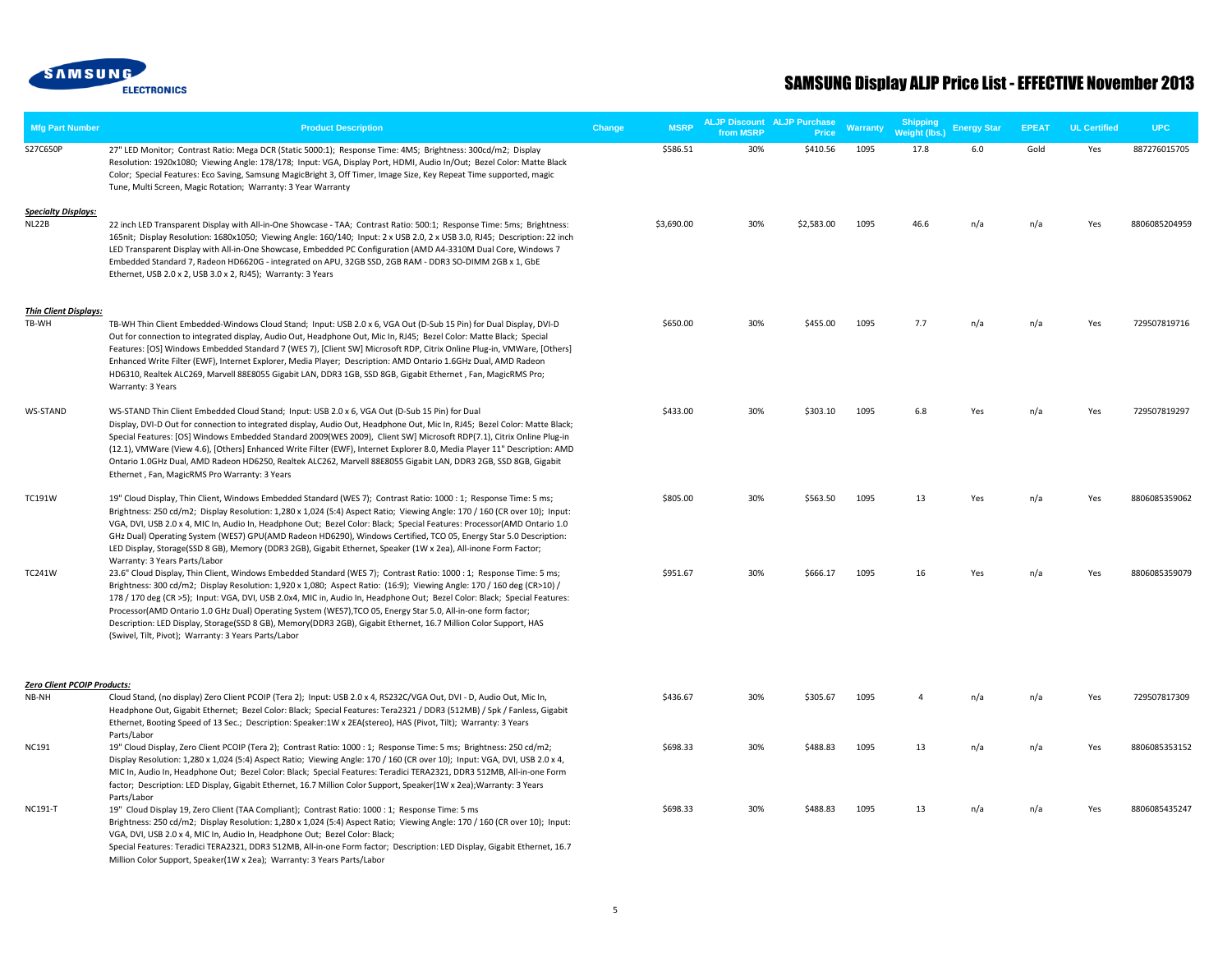# SAMSUNG Display ALJP Price List - EFFECTIVE November 2013

| Mfg Part Number | Product Description | Change | MSRP | ALJP Discount from MSRP | ALJP Purchase Price | Warranty | Shipping Weight (lbs.) | Energy Star | EPEAT | UL Certified | UPC |
|---|---|---|---|---|---|---|---|---|---|---|---|
| S27C650P | 27" LED Monitor; Contrast Ratio: Mega DCR (Static 5000:1); Response Time: 4MS; Brightness: 300cd/m2; Display Resolution: 1920x1080; Viewing Angle: 178/178; Input: VGA, Display Port, HDMI, Audio In/Out; Bezel Color: Matte Black Color; Special Features: Eco Saving, Samsung MagicBright 3, Off Timer, Image Size, Key Repeat Time supported, magic Tune, Multi Screen, Magic Rotation; Warranty: 3 Year Warranty | | $586.51 | 30% | $410.56 | 1095 | 17.8 | 6.0 | Gold | Yes | 887276015705 |
| ***Specialty Displays:*** | | | | | | | | | | | |
| NL22B | 22 inch LED Transparent Display with All-in-One Showcase - TAA; Contrast Ratio: 500:1; Response Time: 5ms; Brightness: 165nit; Display Resolution: 1680x1050; Viewing Angle: 160/140; Input: 2 x USB 2.0, 2 x USB 3.0, RJ45; Description: 22 inch LED Transparent Display with All-in-One Showcase, Embedded PC Configuration (AMD A4-3310M Dual Core, Windows 7 Embedded Standard 7, Radeon HD6620G - integrated on APU, 32GB SSD, 2GB RAM - DDR3 SO-DIMM 2GB x 1, GbE Ethernet, USB 2.0 x 2, USB 3.0 x 2, RJ45); Warranty: 3 Years | | $3,690.00 | 30% | $2,583.00 | 1095 | 46.6 | n/a | n/a | Yes | 8806085204959 |
| ***Thin Client Displays:*** | | | | | | | | | | | |
| TB-WH | TB-WH Thin Client Embedded-Windows Cloud Stand; Input: USB 2.0 x 6, VGA Out (D-Sub 15 Pin) for Dual Display, DVI-D Out for connection to integrated display, Audio Out, Headphone Out, Mic In, RJ45; Bezel Color: Matte Black; Special Features: [OS] Windows Embedded Standard 7 (WES 7), [Client SW] Microsoft RDP, Citrix Online Plug-in, VMWare, [Others] Enhanced Write Filter (EWF), Internet Explorer, Media Player; Description: AMD Ontario 1.6GHz Dual, AMD Radeon HD6310, Realtek ALC269, Marvell 88E8055 Gigabit LAN, DDR3 1GB, SSD 8GB, Gigabit Ethernet , Fan, MagicRMS Pro; Warranty: 3 Years | | $650.00 | 30% | $455.00 | 1095 | 7.7 | n/a | n/a | Yes | 729507819716 |
| WS-STAND | WS-STAND Thin Client Embedded Cloud Stand; Input: USB 2.0 x 6, VGA Out (D-Sub 15 Pin) for Dual Display, DVI-D Out for connection to integrated display, Audio Out, Headphone Out, Mic In, RJ45; Bezel Color: Matte Black; Special Features: [OS] Windows Embedded Standard 2009(WES 2009), Client SW] Microsoft RDP(7.1), Citrix Online Plug-in (12.1), VMWare (View 4.6), [Others] Enhanced Write Filter (EWF), Internet Explorer 8.0, Media Player 11" Description: AMD Ontario 1.0GHz Dual, AMD Radeon HD6250, Realtek ALC262, Marvell 88E8055 Gigabit LAN, DDR3 2GB, SSD 8GB, Gigabit Ethernet , Fan, MagicRMS Pro Warranty: 3 Years | | $433.00 | 30% | $303.10 | 1095 | 6.8 | Yes | n/a | Yes | 729507819297 |
| TC191W | 19" Cloud Display, Thin Client, Windows Embedded Standard (WES 7); Contrast Ratio: 1000 : 1; Response Time: 5 ms; Brightness: 250 cd/m2; Display Resolution: 1,280 x 1,024 (5:4) Aspect Ratio; Viewing Angle: 170 / 160 (CR over 10); Input: VGA, DVI, USB 2.0 x 4, MIC In, Audio In, Headphone Out; Bezel Color: Black; Special Features: Processor(AMD Ontario 1.0 GHz Dual) Operating System (WES7) GPU(AMD Radeon HD6290), Windows Certified, TCO 05, Energy Star 5.0 Description: LED Display, Storage(SSD 8 GB), Memory (DDR3 2GB), Gigabit Ethernet, Speaker (1W x 2ea), All-inone Form Factor; Warranty: 3 Years Parts/Labor | | $805.00 | 30% | $563.50 | 1095 | 13 | Yes | n/a | Yes | 8806085359062 |
| TC241W | 23.6" Cloud Display, Thin Client, Windows Embedded Standard (WES 7); Contrast Ratio: 1000 : 1; Response Time: 5 ms; Brightness: 300 cd/m2; Display Resolution: 1,920 x 1,080; Aspect Ratio: (16:9); Viewing Angle: 170 / 160 deg (CR>10) / 178 / 170 deg (CR >5); Input: VGA, DVI, USB 2.0x4, MIC in, Audio In, Headphone Out; Bezel Color: Black; Special Features: Processor(AMD Ontario 1.0 GHz Dual) Operating System (WES7),TCO 05, Energy Star 5.0, All-in-one form factor; Description: LED Display, Storage(SSD 8 GB), Memory(DDR3 2GB), Gigabit Ethernet, 16.7 Million Color Support, HAS (Swivel, Tilt, Pivot); Warranty: 3 Years Parts/Labor | | $951.67 | 30% | $666.17 | 1095 | 16 | Yes | n/a | Yes | 8806085359079 |
| ***Zero Client PCOIP Products:*** | | | | | | | | | | | |
| NB-NH | Cloud Stand, (no display) Zero Client PCOIP (Tera 2); Input: USB 2.0 x 4, RS232C/VGA Out, DVI - D, Audio Out, Mic In, Headphone Out, Gigabit Ethernet; Bezel Color: Black; Special Features: Tera2321 / DDR3 (512MB) / Spk / Fanless, Gigabit Ethernet, Booting Speed of 13 Sec.; Description: Speaker:1W x 2EA(stereo), HAS (Pivot, Tilt); Warranty: 3 Years Parts/Labor | | $436.67 | 30% | $305.67 | 1095 | 4 | n/a | n/a | Yes | 729507817309 |
| NC191 | 19" Cloud Display, Zero Client PCOIP (Tera 2); Contrast Ratio: 1000 : 1; Response Time: 5 ms; Brightness: 250 cd/m2; Display Resolution: 1,280 x 1,024 (5:4) Aspect Ratio; Viewing Angle: 170 / 160 (CR over 10); Input: VGA, DVI, USB 2.0 x 4, MIC In, Audio In, Headphone Out; Bezel Color: Black; Special Features: Teradici TERA2321, DDR3 512MB, All-in-one Form factor; Description: LED Display, Gigabit Ethernet, 16.7 Million Color Support, Speaker(1W x 2ea);Warranty: 3 Years Parts/Labor | | $698.33 | 30% | $488.83 | 1095 | 13 | n/a | n/a | Yes | 8806085353152 |
| NC191-T | 19" Cloud Display 19, Zero Client (TAA Compliant); Contrast Ratio: 1000 : 1; Response Time: 5 ms Brightness: 250 cd/m2; Display Resolution: 1,280 x 1,024 (5:4) Aspect Ratio; Viewing Angle: 170 / 160 (CR over 10); Input: VGA, DVI, USB 2.0 x 4, MIC In, Audio In, Headphone Out; Bezel Color: Black; Special Features: Teradici TERA2321, DDR3 512MB, All-in-one Form factor; Description: LED Display, Gigabit Ethernet, 16.7 Million Color Support, Speaker(1W x 2ea); Warranty: 3 Years Parts/Labor | | $698.33 | 30% | $488.83 | 1095 | 13 | n/a | n/a | Yes | 8806085435247 |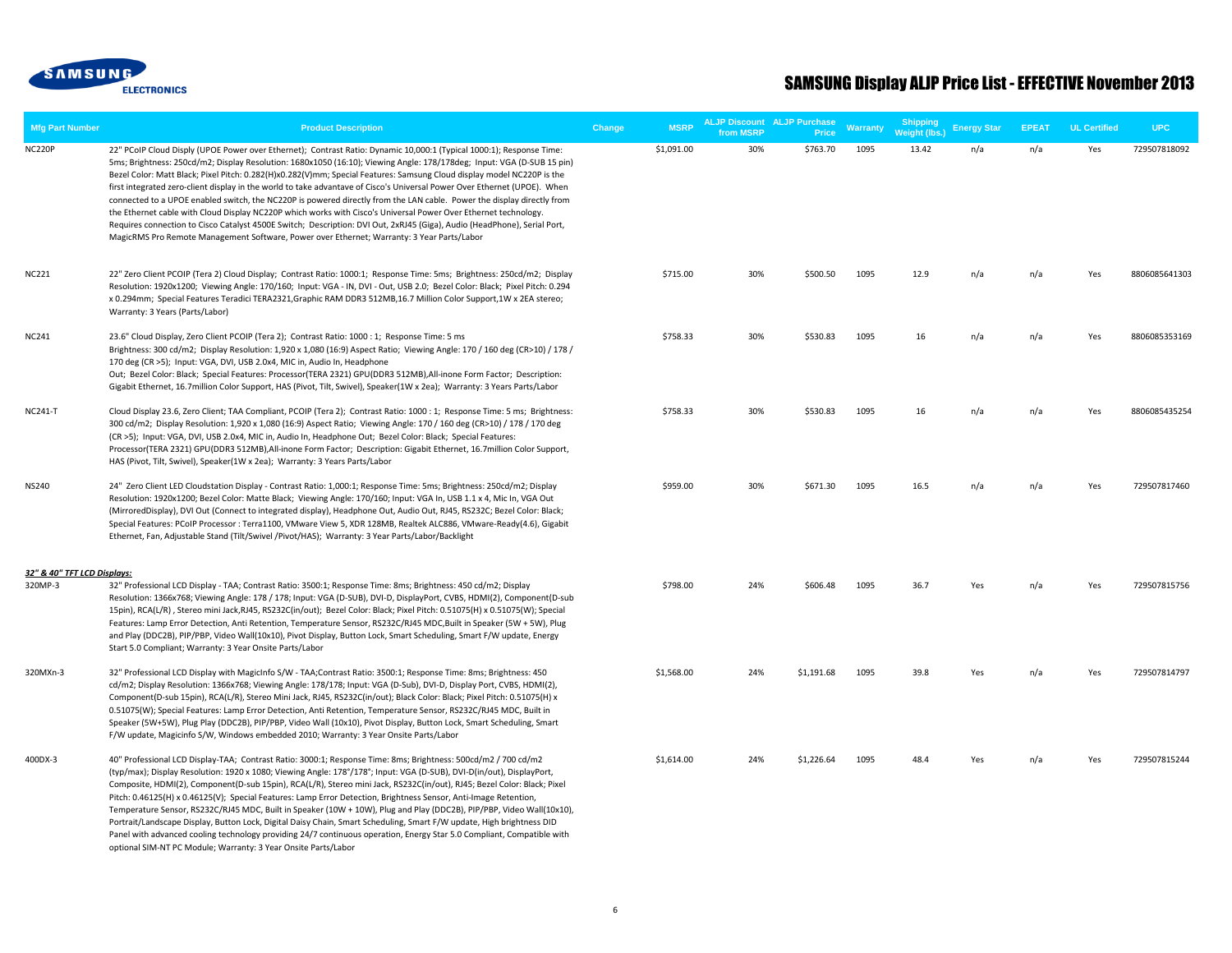# SAMSUNG Display ALJP Price List - EFFECTIVE November 2013

| Mfg Part Number | Product Description | Change | MSRP | ALJP Discount from MSRP | ALJP Purchase Price | Warranty | Shipping Weight (lbs.) | Energy Star | EPEAT | UL Certified | UPC |
|---|---|---|---|---|---|---|---|---|---|---|---|
| NC220P | 22" PCoIP Cloud Disply (UPOE Power over Ethernet); Contrast Ratio: Dynamic 10,000:1 (Typical 1000:1); Response Time: 5ms; Brightness: 250cd/m2; Display Resolution: 1680x1050 (16:10); Viewing Angle: 178/178deg; Input: VGA (D-SUB 15 pin) Bezel Color: Matt Black; Pixel Pitch: 0.282(H)x0.282(V)mm; Special Features: Samsung Cloud display model NC220P is the first integrated zero-client display in the world to take advantanve of Cisco's Universal Power Over Ethernet (UPOE). When connected to a UPOE enabled switch, the NC220P is powered directly from the LAN cable. Power the display directly from the Ethernet cable with Cloud Display NC220P which works with Cisco's Universal Power Over Ethernet technology. Requires connection to Cisco Catalyst 4500E Switch; Description: DVI Out, 2xRJ45 (Giga), Audio (HeadPhone), Serial Port, MagicRMS Pro Remote Management Software, Power over Ethernet; Warranty: 3 Year Parts/Labor | | $1,091.00 | 30% | $763.70 | 1095 | 13.42 | n/a | n/a | Yes | 729507818092 |
| NC221 | 22" Zero Client PCOIP (Tera 2) Cloud Display; Contrast Ratio: 1000:1; Response Time: 5ms; Brightness: 250cd/m2; Display Resolution: 1920x1200; Viewing Angle: 170/160; Input: VGA - IN, DVI - Out, USB 2.0; Bezel Color: Black; Pixel Pitch: 0.294 x 0.294mm; Special Features Teradici TERA2321,Graphic RAM DDR3 512MB,16.7 Million Color Support,1W x 2EA stereo; Warranty: 3 Years (Parts/Labor) | | $715.00 | 30% | $500.50 | 1095 | 12.9 | n/a | n/a | Yes | 8806085641303 |
| NC241 | 23.6" Cloud Display, Zero Client PCOIP (Tera 2); Contrast Ratio: 1000 : 1; Response Time: 5 ms Brightness: 300 cd/m2; Display Resolution: 1,920 x 1,080 (16:9) Aspect Ratio; Viewing Angle: 170 / 160 deg (CR>10) / 178 / 170 deg (CR >5); Input: VGA, DVI, USB 2.0x4, MIC in, Audio In, Headphone Out; Bezel Color: Black; Special Features: Processor(TERA 2321) GPU(DDR3 512MB),All-inone Form Factor; Description: Gigabit Ethernet, 16.7million Color Support, HAS (Pivot, Tilt, Swivel), Speaker(1W x 2ea); Warranty: 3 Years Parts/Labor | | $758.33 | 30% | $530.83 | 1095 | 16 | n/a | n/a | Yes | 8806085353169 |
| NC241-T | Cloud Display 23.6, Zero Client; TAA Compliant, PCOIP (Tera 2); Contrast Ratio: 1000 : 1; Response Time: 5 ms; Brightness: 300 cd/m2; Display Resolution: 1,920 x 1,080 (16:9) Aspect Ratio; Viewing Angle: 170 / 160 deg (CR>10) / 178 / 170 deg (CR >5); Input: VGA, DVI, USB 2.0x4, MIC in, Audio In, Headphone Out; Bezel Color: Black; Special Features: Processor(TERA 2321) GPU(DDR3 512MB),All-inone Form Factor; Description: Gigabit Ethernet, 16.7million Color Support, HAS (Pivot, Tilt, Swivel), Speaker(1W x 2ea); Warranty: 3 Years Parts/Labor | | $758.33 | 30% | $530.83 | 1095 | 16 | n/a | n/a | Yes | 8806085435254 |
| NS240 | 24" Zero Client LED Cloudstation Display - Contrast Ratio: 1,000:1; Response Time: 5ms; Brightness: 250cd/m2; Display Resolution: 1920x1200; Bezel Color: Matte Black; Viewing Angle: 170/160; Input: VGA In, USB 1.1 x 4, Mic In, VGA Out (MirroredDisplay), DVI Out (Connect to integrated display), Headphone Out, Audio Out, RJ45, RS232C; Bezel Color: Black; Special Features: PCoIP Processor : Terra1100, VMware View 5, XDR 128MB, Realtek ALC886, VMware-Ready(4.6), Gigabit Ethernet, Fan, Adjustable Stand (Tilt/Swivel /Pivot/HAS); Warranty: 3 Year Parts/Labor/Backlight | | $959.00 | 30% | $671.30 | 1095 | 16.5 | n/a | n/a | Yes | 729507817460 |
| ***32" & 40" TFT LCD Displays:*** | | | | | | | | | | | |
| 320MP-3 | 32" Professional LCD Display - TAA; Contrast Ratio: 3500:1; Response Time: 8ms; Brightness: 450 cd/m2; Display Resolution: 1366x768; Viewing Angle: 178 / 178; Input: VGA (D-SUB), DVI-D, DisplayPort, CVBS, HDMI(2), Component(D-sub 15pin), RCA(L/R) , Stereo mini Jack,RJ45, RS232C(in/out); Bezel Color: Black; Pixel Pitch: 0.51075(H) x 0.51075(W); Special Features: Lamp Error Detection, Anti Retention, Temperature Sensor, RS232C/RJ45 MDC,Built in Speaker (5W + 5W), Plug and Play (DDC2B), PIP/PBP, Video Wall(10x10), Pivot Display, Button Lock, Smart Scheduling, Smart F/W update, Energy Start 5.0 Compliant; Warranty: 3 Year Onsite Parts/Labor | | $798.00 | 24% | $606.48 | 1095 | 36.7 | Yes | n/a | Yes | 729507815756 |
| 320MXn-3 | 32" Professional LCD Display with MagicInfo S/W - TAA;Contrast Ratio: 3500:1; Response Time: 8ms; Brightness: 450 cd/m2; Display Resolution: 1366x768; Viewing Angle: 178/178; Input: VGA (D-Sub), DVI-D, Display Port, CVBS, HDMI(2), Component(D-sub 15pin), RCA(L/R), Stereo Mini Jack, RJ45, RS232C(in/out); Black Color: Black; Pixel Pitch: 0.51075(H) x 0.51075(W); Special Features: Lamp Error Detection, Anti Retention, Temperature Sensor, RS232C/RJ45 MDC, Built in Speaker (5W+5W), Plug Play (DDC2B), PIP/PBP, Video Wall (10x10), Pivot Display, Button Lock, Smart Scheduling, Smart F/W update, Magicinfo S/W, Windows embedded 2010; Warranty: 3 Year Onsite Parts/Labor | | $1,568.00 | 24% | $1,191.68 | 1095 | 39.8 | Yes | n/a | Yes | 729507814797 |
| 400DX-3 | 40" Professional LCD Display-TAA; Contrast Ratio: 3000:1; Response Time: 8ms; Brightness: 500cd/m2 / 700 cd/m2 (typ/max); Display Resolution: 1920 x 1080; Viewing Angle: 178°/178°; Input: VGA (D-SUB), DVI-D(in/out), DisplayPort, Composite, HDMI(2), Component(D-sub 15pin), RCA(L/R), Stereo mini Jack, RS232C(in/out), RJ45; Bezel Color: Black; Pixel Pitch: 0.46125(H) x 0.46125(V); Special Features: Lamp Error Detection, Brightness Sensor, Anti-Image Retention, Temperature Sensor, RS232C/RJ45 MDC, Built in Speaker (10W + 10W), Plug and Play (DDC2B), PIP/PBP, Video Wall(10x10), Portrait/Landscape Display, Button Lock, Digital Daisy Chain, Smart Scheduling, Smart F/W update, High brightness DID Panel with advanced cooling technology providing 24/7 continuous operation, Energy Star 5.0 Compliant, Compatible with optional SIM-NT PC Module; Warranty: 3 Year Onsite Parts/Labor | | $1,614.00 | 24% | $1,226.64 | 1095 | 48.4 | Yes | n/a | Yes | 729507815244 |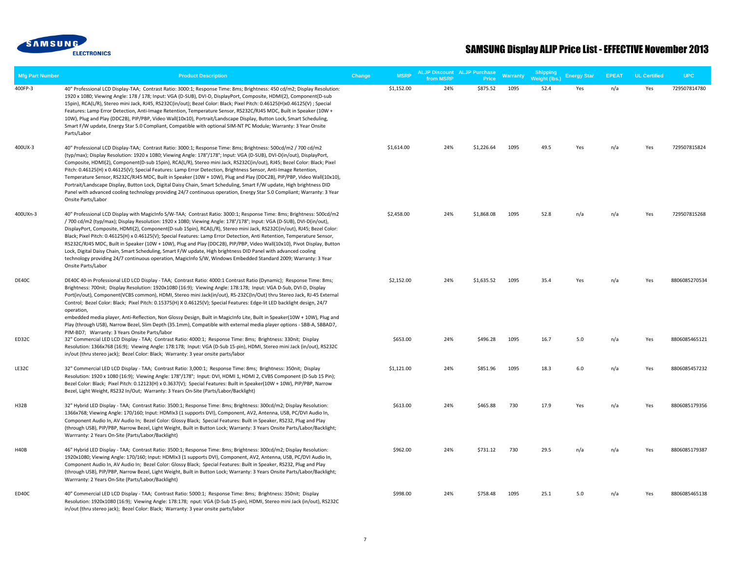# SAMSUNG Display ALJP Price List - EFFECTIVE November 2013

| Mfg Part Number | Product Description | Change | MSRP | ALJP Discount from MSRP | ALJP Purchase Price | Warranty | Shipping Weight (lbs.) | Energy Star | EPEAT | UL Certified | UPC |
|---|---|---|---|---|---|---|---|---|---|---|---|
| 400FP-3 | 40" Professional LCD Display-TAA; Contrast Ratio: 3000:1; Response Time: 8ms; Brightness: 450 cd/m2; Display Resolution: 1920 x 1080; Viewing Angle: 178 / 178; Input: VGA (D-SUB), DVI-D, DisplayPort, Composite, HDMI(2), Component(D-sub 15pin), RCA(L/R), Stereo mini Jack, RJ45, RS232C(in/out); Bezel Color: Black; Pixel Pitch: 0.46125(H)x0.46125(V) ; Special Features: Lamp Error Detection, Anti-Image Retention, Temperature Sensor, RS232C/RJ45 MDC, Built in Speaker (10W + 10W), Plug and Play (DDC2B), PIP/PBP, Video Wall(10x10), Portrait/Landscape Display, Button Lock, Smart Scheduling, Smart F/W update, Energy Star 5.0 Compliant, Compatible with optional SIM-NT PC Module; Warranty: 3 Year Onsite Parts/Labor | | $1,152.00 | 24% | $875.52 | 1095 | 52.4 | Yes | n/a | Yes | 729507814780 |
| 400UX-3 | 40" Professional LCD Display-TAA; Contrast Ratio: 3000:1; Response Time: 8ms; Brightness: 500cd/m2 / 700 cd/m2 (typ/max); Display Resolution: 1920 x 1080; Viewing Angle: 178°/178°; Input: VGA (D-SUB), DVI-D(in/out), DisplayPort, Composite, HDMI(2), Component(D-sub 15pin), RCA(L/R), Stereo mini Jack, RS232C(in/out), RJ45; Bezel Color: Black; Pixel Pitch: 0.46125(H) x 0.46125(V); Special Features: Lamp Error Detection, Brightness Sensor, Anti-Image Retention, Temperature Sensor, RS232C/RJ45 MDC, Built in Speaker (10W + 10W), Plug and Play (DDC2B), PIP/PBP, Video Wall(10x10), Portrait/Landscape Display, Button Lock, Digital Daisy Chain, Smart Scheduling, Smart F/W update, High brightness DID Panel with advanced cooling technology providing 24/7 continuous operation, Energy Star 5.0 Compliant; Warranty: 3 Year Onsite Parts/Labor | | $1,614.00 | 24% | $1,226.64 | 1095 | 49.5 | Yes | n/a | Yes | 729507815824 |
| 400UXn-3 | 40" Professional LCD Display with MagicInfo S/W-TAA; Contrast Ratio: 3000:1; Response Time: 8ms; Brightness: 500cd/m2 / 700 cd/m2 (typ/max); Display Resolution: 1920 x 1080; Viewing Angle: 178°/178°; Input: VGA (D-SUB), DVI-D(in/out), DisplayPort, Composite, HDMI(2), Component(D-sub 15pin), RCA(L/R), Stereo mini Jack, RS232C(in/out), RJ45; Bezel Color: Black; Pixel Pitch: 0.46125(H) x 0.46125(V); Special Features: Lamp Error Detection, Anti Retention, Temperature Sensor, RS232C/RJ45 MDC, Built in Speaker (10W + 10W), Plug and Play (DDC2B), PIP/PBP, Video Wall(10x10), Pivot Display, Button Lock, Digital Daisy Chain, Smart Scheduling, Smart F/W update, High brightness DID Panel with advanced cooling technology providing 24/7 continuous operation, MagicInfo S/W, Windows Embedded Standard 2009; Warranty: 3 Year Onsite Parts/Labor | | $2,458.00 | 24% | $1,868.08 | 1095 | 52.8 | n/a | n/a | Yes | 729507815268 |
| DE40C | DE40C 40-in Professional LED LCD Display - TAA; Contrast Ratio: 4000:1 Contrast Ratio (Dynamic); Response Time: 8ms; Brightness: 700nit; Display Resolution: 1920x1080 (16:9); Viewing Angle: 178:178; Input: VGA D-Sub, DVI-D, Display Port(in/out), Component(VCBS common), HDMI, Stereo mini Jack(in/out), RS-232C(In/Out) thru Stereo Jack, RJ-45 External Control; Bezel Color: Black; Pixel Pitch: 0.15375(H) X 0.46125(V); Special Features: Edge-lit LED backlight design, 24/7 operation, embedded media player, Anti-Reflection, Non Glossy Design, Built in MagicInfo Lite, Built in Speaker(10W + 10W), Plug and Play (through USB), Narrow Bezel, Slim Depth (35.1mm), Compatible with external media player options - SBB-A, SBBAD7, PIM-BD7; Warranty: 3 Years Onsite Parts/labor | | $2,152.00 | 24% | $1,635.52 | 1095 | 35.4 | Yes | n/a | Yes | 8806085270534 |
| ED32C | 32" Commercial LED LCD Display - TAA; Contrast Ratio: 4000:1; Response Time: 8ms; Brightness: 330nit; Display Resolution: 1366x768 (16:9); Viewing Angle: 178:178; Input: VGA (D-Sub 15-pin), HDMI, Stereo mini Jack (in/out), RS232C in/out (thru stereo jack); Bezel Color: Black; Warranty: 3 year onsite parts/labor | | $653.00 | 24% | $496.28 | 1095 | 16.7 | 5.0 | n/a | Yes | 8806085465121 |
| LE32C | 32" Commercial LED LCD Display - TAA; Contrast Ratio: 3,000:1; Response Time: 8ms; Brightness: 350nit; Display Resolution: 1920 x 1080 (16:9); Viewing Angle: 178°/178°; Input: DVI, HDMI 1, HDMI 2, CVBS Component (D-Sub 15 Pin); Bezel Color: Black; Pixel Pitch: 0.12123(H) x 0.3637(V); Special Features: Built in Speaker(10W + 10W), PIP/PBP, Narrow Bezel, Light Weight, RS232 In/Out; Warranty: 3 Years On-Site (Parts/Labor/Backlight) | | $1,121.00 | 24% | $851.96 | 1095 | 18.3 | 6.0 | n/a | Yes | 8806085457232 |
| H32B | 32" Hybrid LED Display - TAA; Contrast Ratio: 3500:1; Response Time: 8ms; Brightness: 300cd/m2; Display Resolution: 1366x768; Viewing Angle: 170/160; Input: HDMIx3 (1 supports DVI), Component, AV2, Antenna, USB, PC/DVI Audio In, Component Audio In, AV Audio In; Bezel Color: Glossy Black; Special Features: Built in Speaker, RS232, Plug and Play (through USB), PIP/PBP, Narrow Bezel, Light Weight, Built in Button Lock; Warranty: 3 Years Onsite Parts/Labor/Backlight; Warrranty: 2 Years On-Site (Parts/Labor/Backlight) | | $613.00 | 24% | $465.88 | 730 | 17.9 | Yes | n/a | Yes | 8806085179356 |
| H40B | 46" Hybrid LED Display - TAA; Contrast Ratio: 3500:1; Response Time: 8ms; Brightness: 300cd/m2; Display Resolution: 1920x1080; Viewing Angle: 170/160; Input: HDMIx3 (1 supports DVI), Component, AV2, Antenna, USB, PC/DVI Audio In, Component Audio In, AV Audio In; Bezel Color: Glossy Black; Special Features: Built in Speaker, RS232, Plug and Play (through USB), PIP/PBP, Narrow Bezel, Light Weight, Built in Button Lock; Warranty: 3 Years Onsite Parts/Labor/Backlight; Warrranty: 2 Years On-Site (Parts/Labor/Backlight) | | $962.00 | 24% | $731.12 | 730 | 29.5 | n/a | n/a | Yes | 8806085179387 |
| ED40C | 40" Commercial LED LCD Display - TAA; Contrast Ratio: 5000:1; Response Time: 8ms; Brightness: 350nit; Display Resolution: 1920x1080 (16:9); Viewing Angle: 178:178; nput: VGA (D-Sub 15-pin), HDMI, Stereo mini Jack (in/out), RS232C in/out (thru stereo jack); Bezel Color: Black; Warranty: 3 year onsite parts/labor | | $998.00 | 24% | $758.48 | 1095 | 25.1 | 5.0 | n/a | Yes | 8806085465138 |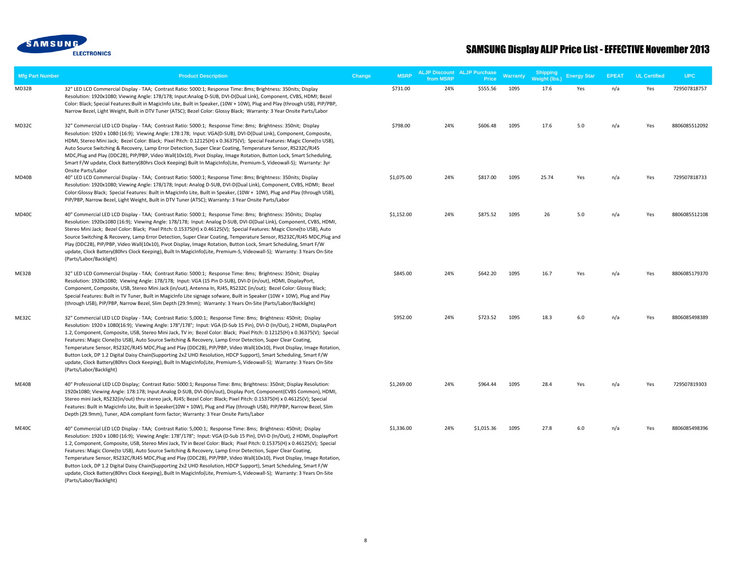SAMSUNG ELECTRONICS

# SAMSUNG Display ALJP Price List - EFFECTIVE November 2013

| Mfg Part Number | Product Description | Change | MSRP | ALJP Discount from MSRP | ALJP Purchase Price | Warranty | Shipping Weight (lbs.) | Energy Star | EPEAT | UL Certified | UPC |
|---|---|---|---|---|---|---|---|---|---|---|---|
| MD32B | 32" LED LCD Commercial Display - TAA; Contrast Ratio: 5000:1; Response Time: 8ms; Brightness: 350nits; Display Resolution: 1920x1080; Viewing Angle: 178/178; Input:Analog D-SUB, DVI-D(Dual Link), Component, CVBS, HDMI; Bezel Color: Black; Special Features:Built in MagicInfo Lite, Built in Speaker, (10W + 10W), Plug and Play (through USB), PIP/PBP, Narrow Bezel, Light Weight, Built in DTV Tuner (ATSC); Bezel Color: Glossy Black; Warranty: 3 Year Onsite Parts/Labor | | $731.00 | 24% | $555.56 | 1095 | 17.6 | Yes | n/a | Yes | 729507818757 |
| MD32C | 32" Commercial LED LCD Display - TAA; Contrast Ratio: 5000:1; Response Time: 8ms; Brightness: 350nit; Display Resolution: 1920 x 1080 (16:9); Viewing Angle: 178:178; Input: VGA(D-SUB), DVI-D(Dual Link), Component, Composite, HDMI, Stereo Mini Jack; Bezel Color: Black; Pixel Pitch: 0.12125(H) x 0.36375(V); Special Features: Magic Clone(to USB), Auto Source Switching & Recovery, Lamp Error Detection, Super Clear Coating, Temperature Sensor, RS232C/RJ45 MDC,Plug and Play (DDC2B), PIP/PBP, Video Wall(10x10), Pivot Display, Image Rotation, Button Lock, Smart Scheduling, Smart F/W update, Clock Battery(80hrs Clock Keeping) Built In MagicInfo(Lite, Premium-S, Videowall-S); Warranty: 3yr Onsite Parts/Labor | | $798.00 | 24% | $606.48 | 1095 | 17.6 | 5.0 | n/a | Yes | 8806085512092 |
| MD40B | 40" LED LCD Commercial Display - TAA; Contrast Ratio: 5000:1; Response Time: 8ms; Brightness: 350nits; Display Resolution: 1920x1080; Viewing Angle: 178/178; Input: Analog D-SUB, DVI-D(Dual Link), Component, CVBS, HDMI; Bezel Color:Glossy Black; Special Features: Built in MagicInfo Lite, Built in Speaker, (10W + 10W), Plug and Play (through USB), PIP/PBP, Narrow Bezel, Light Weight, Built in DTV Tuner (ATSC); Warranty: 3 Year Onsite Parts/Labor | | $1,075.00 | 24% | $817.00 | 1095 | 25.74 | Yes | n/a | Yes | 729507818733 |
| MD40C | 40" Commercial LED LCD Display - TAA; Contrast Ratio: 5000:1; Response Time: 8ms; Brightness: 350nits; Display Resolution: 1920x1080 (16:9); Viewing Angle: 178/178; Input: Analog D-SUB, DVI-D(Dual Link), Component, CVBS, HDMI, Stereo Mini Jack; Bezel Color: Black; Pixel Pitch: 0.15375(H) x 0.46125(V); Special Features: Magic Clone(to USB), Auto Source Switching & Recovery, Lamp Error Detection, Super Clear Coating, Temperature Sensor, RS232C/RJ45 MDC,Plug and Play (DDC2B), PIP/PBP, Video Wall(10x10), Pivot Display, Image Rotation, Button Lock, Smart Scheduling, Smart F/W update, Clock Battery(80hrs Clock Keeping), Built In MagicInfo(Lite, Premium-S, Videowall-S); Warranty: 3 Years On-Site (Parts/Labor/Backlight) | | $1,152.00 | 24% | $875.52 | 1095 | 26 | 5.0 | n/a | Yes | 8806085512108 |
| ME32B | 32" LED LCD Commercial Display - TAA; Contrast Ratio: 5000:1; Response Time: 8ms; Brightness: 350nit; Display Resolution: 1920x1080; Viewing Angle: 178/178; Input: VGA (15 Pin D-SUB), DVI-D (in/out), HDMI, DisplayPort, Component, Composite, USB, Stereo Mini Jack (in/out), Antenna In, RJ45, RS232C (in/out); Bezel Color: Glossy Black; Special Features: Built in TV Tuner, Built in MagicInfo Lite signage sofware, Built in Speaker (10W + 10W), Plug and Play (through USB), PIP/PBP, Narrow Bezel, Slim Depth (29.9mm); Warranty: 3 Years On-Site (Parts/Labor/Backlight) | | $845.00 | 24% | $642.20 | 1095 | 16.7 | Yes | n/a | Yes | 8806085179370 |
| ME32C | 32" Commercial LED LCD Display - TAA; Contrast Ratio: 5,000:1; Response Time: 8ms; Brightness: 450nit; Display Resolution: 1920 x 1080(16:9); Viewing Angle: 178°/178°; Input: VGA (D-Sub 15 Pin), DVI-D (In/Out), 2 HDMI, DisplayPort 1.2, Component, Composite, USB, Stereo Mini Jack, TV in; Bezel Color: Black; Pixel Pitch: 0.12125(H) x 0.36375(V); Special Features: Magic Clone(to USB), Auto Source Switching & Recovery, Lamp Error Detection, Super Clear Coating, Temperature Sensor, RS232C/RJ45 MDC,Plug and Play (DDC2B), PIP/PBP, Video Wall(10x10), Pivot Display, Image Rotation, Button Lock, DP 1.2 Digital Daisy Chain(Supporting 2x2 UHD Resolution, HDCP Support), Smart Scheduling, Smart F/W update, Clock Battery(80hrs Clock Keeping), Built In MagicInfo(Lite, Premium-S, Videowall-S); Warranty: 3 Years On-Site (Parts/Labor/Backlight) | | $952.00 | 24% | $723.52 | 1095 | 18.3 | 6.0 | n/a | Yes | 8806085498389 |
| ME40B | 40" Professional LED LCD Display; Contrast Ratio: 5000:1; Response Time: 8ms; Brightness: 350nit; Display Resolution: 1920x1080; Viewing Angle: 178:178; Input:Analog D-SUB, DVI-D(in/out), Display Port, Component(CVBS Common), HDMI, Stereo mini Jack, RS232(in/out) thru stereo jack, RJ45; Bezel Color: Black; Pixel Pitch: 0.15375(H) x 0.46125(V); Special Features: Built in MagicInfo Lite, Built in Speaker(10W + 10W), Plug and Play (through USB), PIP/PBP, Narrow Bezel, Slim Depth (29.9mm), Tuner, ADA compliant form factor; Warranty: 3 Year Onsite Parts/Labor | | $1,269.00 | 24% | $964.44 | 1095 | 28.4 | Yes | n/a | Yes | 729507819303 |
| ME40C | 40" Commercial LED LCD Display - TAA; Contrast Ratio: 5,000:1; Response Time: 8ms; Brightness: 450nit; Display Resolution: 1920 x 1080 (16:9); Viewing Angle: 178°/178°; Input: VGA (D-Sub 15 Pin), DVI-D (In/Out), 2 HDMI, DisplayPort 1.2, Component, Composite, USB, Stereo Mini Jack, TV in Bezel Color: Black; Pixel Pitch: 0.15375(H) x 0.46125(V); Special Features: Magic Clone(to USB), Auto Source Switching & Recovery, Lamp Error Detection, Super Clear Coating, Temperature Sensor, RS232C/RJ45 MDC,Plug and Play (DDC2B), PIP/PBP, Video Wall(10x10), Pivot Display, Image Rotation, Button Lock, DP 1.2 Digital Daisy Chain(Supporting 2x2 UHD Resolution, HDCP Support), Smart Scheduling, Smart F/W update, Clock Battery(80hrs Clock Keeping), Built In MagicInfo(Lite, Premium-S, Videowall-S); Warranty: 3 Years On-Site (Parts/Labor/Backlight) | | $1,336.00 | 24% | $1,015.36 | 1095 | 27.8 | 6.0 | n/a | Yes | 8806085498396 |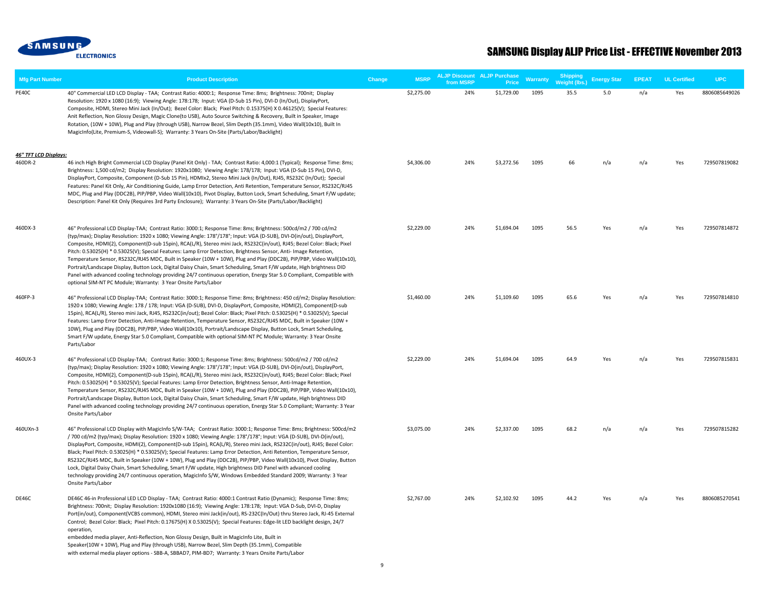# SAMSUNG Display ALJP Price List - EFFECTIVE November 2013

| Mfg Part Number | Product Description | Change | MSRP | ALJP Discount from MSRP | ALJP Purchase Price | Warranty | Shipping Weight (lbs.) | Energy Star | EPEAT | UL Certified | UPC |
|---|---|---|---|---|---|---|---|---|---|---|---|
| PE40C | 40" Commercial LED LCD Display - TAA; Contrast Ratio: 4000:1; Response Time: 8ms; Brightness: 700nit; Display Resolution: 1920 x 1080 (16:9); Viewing Angle: 178:178; Input: VGA (D-Sub 15 Pin), DVI-D (In/Out), DisplayPort, Composite, HDMI, Stereo Mini Jack (In/Out); Bezel Color: Black; Pixel Pitch: 0.15375(H) X 0.46125(V); Special Features: Anit Reflection, Non Glossy Design, Magic Clone(to USB), Auto Source Switching & Recovery, Built in Speaker, Image Rotation, (10W + 10W), Plug and Play (through USB), Narrow Bezel, Slim Depth (35.1mm), Video Wall(10x10), Built In MagicInfo(Lite, Premium-S, Videowall-S); Warranty: 3 Years On-Site (Parts/Labor/Backlight) | | $2,275.00 | 24% | $1,729.00 | 1095 | 35.5 | 5.0 | n/a | Yes | 8806085649026 |
| ***46" TFT LCD Displays:*** | | | | | | | | | | | |
| 460DR-2 | 46 inch High Bright Commercial LCD Display (Panel Kit Only) - TAA; Contrast Ratio: 4,000:1 (Typical); Response Time: 8ms; Brightness: 1,500 cd/m2; Display Resolution: 1920x1080; Viewing Angle: 178/178; Input: VGA (D-Sub 15 Pin), DVI-D, DisplayPort, Composite, Component (D-sub 15 Pin), HDMIx2, Stereo Mini Jack (In/Out), RJ45, RS232C (In/Out); Special Features: Panel Kit Only, Air Conditioning Guide, Lamp Error Detection, Anti Retention, Temperature Sensor, RS232C/RJ45 MDC, Plug and Play (DDC2B), PIP/PBP, Video Wall(10x10), Pivot Display, Button Lock, Smart Scheduling, Smart F/W update; Description: Panel Kit Only (Requires 3rd Party Enclosure); Warranty: 3 Years On-Site (Parts/Labor/Backlight) | | $4,306.00 | 24% | $3,272.56 | 1095 | 66 | n/a | n/a | Yes | 729507819082 |
| 460DX-3 | 46" Professional LCD Display-TAA; Contrast Ratio: 3000:1; Response Time: 8ms; Brightness: 500cd/m2 / 700 cd/m2 (typ/max); Display Resolution: 1920 x 1080; Viewing Angle: 178°/178°; Input: VGA (D-SUB), DVI-D(in/out), DisplayPort, Composite, HDMI(2), Component(D-sub 15pin), RCA(L/R), Stereo mini Jack, RS232C(in/out), RJ45; Bezel Color: Black; Pixel Pitch: 0.53025(H) * 0.53025(V); Special Features: Lamp Error Detection, Brightness Sensor, Anti- Image Retention, Temperature Sensor, RS232C/RJ45 MDC, Built in Speaker (10W + 10W), Plug and Play (DDC2B), PIP/PBP, Video Wall(10x10), Portrait/Landscape Display, Button Lock, Digital Daisy Chain, Smart Scheduling, Smart F/W update, High brightness DID Panel with advanced cooling technology providing 24/7 continuous operation, Energy Star 5.0 Compliant, Compatible with optional SIM-NT PC Module; Warranty: 3 Year Onsite Parts/Labor | | $2,229.00 | 24% | $1,694.04 | 1095 | 56.5 | Yes | n/a | Yes | 729507814872 |
| 460FP-3 | 46" Professional LCD Display-TAA; Contrast Ratio: 3000:1; Response Time: 8ms; Brightness: 450 cd/m2; Display Resolution: 1920 x 1080; Viewing Angle: 178 / 178; Input: VGA (D-SUB), DVI-D, DisplayPort, Composite, HDMI(2), Component(D-sub 15pin), RCA(L/R), Stereo mini Jack, RJ45, RS232C(in/out); Bezel Color: Black; Pixel Pitch: 0.53025(H) * 0.53025(V); Special Features: Lamp Error Detection, Anti-Image Retention, Temperature Sensor, RS232C/RJ45 MDC, Built in Speaker (10W + 10W), Plug and Play (DDC2B), PIP/PBP, Video Wall(10x10), Portrait/Landscape Display, Button Lock, Smart Scheduling, Smart F/W update, Energy Star 5.0 Compliant, Compatible with optional SIM-NT PC Module; Warranty: 3 Year Onsite Parts/Labor | | $1,460.00 | 24% | $1,109.60 | 1095 | 65.6 | Yes | n/a | Yes | 729507814810 |
| 460UX-3 | 46" Professional LCD Display-TAA; Contrast Ratio: 3000:1; Response Time: 8ms; Brightness: 500cd/m2 / 700 cd/m2 (typ/max); Display Resolution: 1920 x 1080; Viewing Angle: 178°/178°; Input: VGA (D-SUB), DVI-D(in/out), DisplayPort, Composite, HDMI(2), Component(D-sub 15pin), RCA(L/R), Stereo mini Jack, RS232C(in/out), RJ45; Bezel Color: Black; Pixel Pitch: 0.53025(H) * 0.53025(V); Special Features: Lamp Error Detection, Brightness Sensor, Anti-Image Retention, Temperature Sensor, RS232C/RJ45 MDC, Built in Speaker (10W + 10W), Plug and Play (DDC2B), PIP/PBP, Video Wall(10x10), Portrait/Landscape Display, Button Lock, Digital Daisy Chain, Smart Scheduling, Smart F/W update, High brightness DID Panel with advanced cooling technology providing 24/7 continuous operation, Energy Star 5.0 Compliant; Warranty: 3 Year Onsite Parts/Labor | | $2,229.00 | 24% | $1,694.04 | 1095 | 64.9 | Yes | n/a | Yes | 729507815831 |
| 460UXn-3 | 46" Professional LCD Display with MagicInfo S/W-TAA; Contrast Ratio: 3000:1; Response Time: 8ms; Brightness: 500cd/m2 / 700 cd/m2 (typ/max); Display Resolution: 1920 x 1080; Viewing Angle: 178°/178°; Input: VGA (D-SUB), DVI-D(in/out), DisplayPort, Composite, HDMI(2), Component(D-sub 15pin), RCA(L/R), Stereo mini Jack, RS232C(in/out), RJ45; Bezel Color: Black; Pixel Pitch: 0.53025(H) * 0.53025(V); Special Features: Lamp Error Detection, Anti Retention, Temperature Sensor, RS232C/RJ45 MDC, Built in Speaker (10W + 10W), Plug and Play (DDC2B), PIP/PBP, Video Wall(10x10), Pivot Display, Button Lock, Digital Daisy Chain, Smart Scheduling, Smart F/W update, High brightness DID Panel with advanced cooling technology providing 24/7 continuous operation, MagicInfo S/W, Windows Embedded Standard 2009; Warranty: 3 Year Onsite Parts/Labor | | $3,075.00 | 24% | $2,337.00 | 1095 | 68.2 | n/a | n/a | Yes | 729507815282 |
| DE46C | DE46C 46-in Professional LED LCD Display - TAA; Contrast Ratio: 4000:1 Contrast Ratio (Dynamic); Response Time: 8ms; Brightness: 700nit; Display Resolution: 1920x1080 (16:9); Viewing Angle: 178:178; Input: VGA D-Sub, DVI-D, Display Port(in/out), Component(VCBS common), HDMI, Stereo mini Jack(in/out), RS-232C(In/Out) thru Stereo Jack, RJ-45 External Control; Bezel Color: Black; Pixel Pitch: 0.17675(H) X 0.53025(V); Special Features: Edge-lit LED backlight design, 24/7 operation, embedded media player, Anti-Reflection, Non Glossy Design, Built in MagicInfo Lite, Built in Speaker(10W + 10W), Plug and Play (through USB), Narrow Bezel, Slim Depth (35.1mm), Compatible with external media player options - SBB-A, SBBAD7, PIM-BD7; Warranty: 3 Years Onsite Parts/Labor | | $2,767.00 | 24% | $2,102.92 | 1095 | 44.2 | Yes | n/a | Yes | 8806085270541 |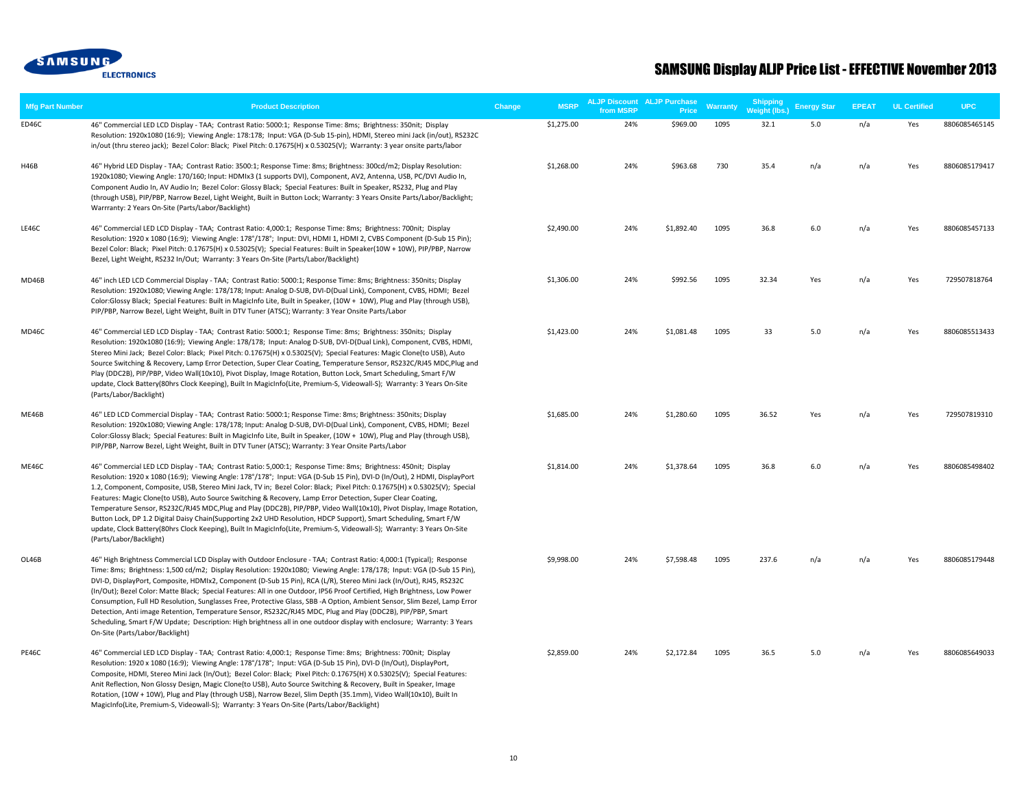# SAMSUNG Display ALJP Price List - EFFECTIVE November 2013

| Mfg Part Number | Product Description | Change | MSRP | ALJP Discount from MSRP | ALJP Purchase Price | Warranty | Shipping Weight (lbs.) | Energy Star | EPEAT | UL Certified | UPC |
|---|---|---|---|---|---|---|---|---|---|---|---|
| ED46C | 46" Commercial LED LCD Display - TAA; Contrast Ratio: 5000:1; Response Time: 8ms; Brightness: 350nit; Display Resolution: 1920x1080 (16:9); Viewing Angle: 178:178; Input: VGA (D-Sub 15-pin), HDMI, Stereo mini Jack (in/out), RS232C in/out (thru stereo jack); Bezel Color: Black; Pixel Pitch: 0.17675(H) x 0.53025(V); Warranty: 3 year onsite parts/labor | | $1,275.00 | 24% | $969.00 | 1095 | 32.1 | 5.0 | n/a | Yes | 8806085465145 |
| H46B | 46" Hybrid LED Display - TAA; Contrast Ratio: 3500:1; Response Time: 8ms; Brightness: 300cd/m2; Display Resolution: 1920x1080; Viewing Angle: 170/160; Input: HDMIx3 (1 supports DVI), Component, AV2, Antenna, USB, PC/DVI Audio In, Component Audio In, AV Audio In; Bezel Color: Glossy Black; Special Features: Built in Speaker, RS232, Plug and Play (through USB), PIP/PBP, Narrow Bezel, Light Weight, Built in Button Lock; Warranty: 3 Years Onsite Parts/Labor/Backlight; Warrranty: 2 Years On-Site (Parts/Labor/Backlight) | | $1,268.00 | 24% | $963.68 | 730 | 35.4 | n/a | n/a | Yes | 8806085179417 |
| LE46C | 46" Commercial LED LCD Display - TAA; Contrast Ratio: 4,000:1; Response Time: 8ms; Brightness: 700nit; Display Resolution: 1920 x 1080 (16:9); Viewing Angle: 178°/178°; Input: DVI, HDMI 1, HDMI 2, CVBS Component (D-Sub 15 Pin); Bezel Color: Black; Pixel Pitch: 0.17675(H) x 0.53025(V); Special Features: Built in Speaker(10W + 10W), PIP/PBP, Narrow Bezel, Light Weight, RS232 In/Out; Warranty: 3 Years On-Site (Parts/Labor/Backlight) | | $2,490.00 | 24% | $1,892.40 | 1095 | 36.8 | 6.0 | n/a | Yes | 8806085457133 |
| MD46B | 46" inch LED LCD Commercial Display - TAA; Contrast Ratio: 5000:1; Response Time: 8ms; Brightness: 350nits; Display Resolution: 1920x1080; Viewing Angle: 178/178; Input: Analog D-SUB, DVI-D(Dual Link), Component, CVBS, HDMI; Bezel Color:Glossy Black; Special Features: Built in MagicInfo Lite, Built in Speaker, (10W + 10W), Plug and Play (through USB), PIP/PBP, Narrow Bezel, Light Weight, Built in DTV Tuner (ATSC); Warranty: 3 Year Onsite Parts/Labor | | $1,306.00 | 24% | $992.56 | 1095 | 32.34 | Yes | n/a | Yes | 729507818764 |
| MD46C | 46" Commercial LED LCD Display - TAA; Contrast Ratio: 5000:1; Response Time: 8ms; Brightness: 350nits; Display Resolution: 1920x1080 (16:9); Viewing Angle: 178/178; Input: Analog D-SUB, DVI-D(Dual Link), Component, CVBS, HDMI, Stereo Mini Jack; Bezel Color: Black; Pixel Pitch: 0.17675(H) x 0.53025(V); Special Features: Magic Clone(to USB), Auto Source Switching & Recovery, Lamp Error Detection, Super Clear Coating, Temperature Sensor, RS232C/RJ45 MDC,Plug and Play (DDC2B), PIP/PBP, Video Wall(10x10), Pivot Display, Image Rotation, Button Lock, Smart Scheduling, Smart F/W update, Clock Battery(80hrs Clock Keeping), Built In MagicInfo(Lite, Premium-S, Videowall-S); Warranty: 3 Years On-Site (Parts/Labor/Backlight) | | $1,423.00 | 24% | $1,081.48 | 1095 | 33 | 5.0 | n/a | Yes | 8806085513433 |
| ME46B | 46" LED LCD Commercial Display - TAA; Contrast Ratio: 5000:1; Response Time: 8ms; Brightness: 350nits; Display Resolution: 1920x1080; Viewing Angle: 178/178; Input: Analog D-SUB, DVI-D(Dual Link), Component, CVBS, HDMI; Bezel Color:Glossy Black; Special Features: Built in MagicInfo Lite, Built in Speaker, (10W + 10W), Plug and Play (through USB), PIP/PBP, Narrow Bezel, Light Weight, Built in DTV Tuner (ATSC); Warranty: 3 Year Onsite Parts/Labor | | $1,685.00 | 24% | $1,280.60 | 1095 | 36.52 | Yes | n/a | Yes | 729507819310 |
| ME46C | 46" Commercial LED LCD Display - TAA; Contrast Ratio: 5,000:1; Response Time: 8ms; Brightness: 450nit; Display Resolution: 1920 x 1080 (16:9); Viewing Angle: 178°/178°; Input: VGA (D-Sub 15 Pin), DVI-D (In/Out), 2 HDMI, DisplayPort 1.2, Component, Composite, USB, Stereo Mini Jack, TV in; Bezel Color: Black; Pixel Pitch: 0.17675(H) x 0.53025(V); Special Features: Magic Clone(to USB), Auto Source Switching & Recovery, Lamp Error Detection, Super Clear Coating, Temperature Sensor, RS232C/RJ45 MDC,Plug and Play (DDC2B), PIP/PBP, Video Wall(10x10), Pivot Display, Image Rotation, Button Lock, DP 1.2 Digital Daisy Chain(Supporting 2x2 UHD Resolution, HDCP Support), Smart Scheduling, Smart F/W update, Clock Battery(80hrs Clock Keeping), Built In MagicInfo(Lite, Premium-S, Videowall-S); Warranty: 3 Years On-Site (Parts/Labor/Backlight) | | $1,814.00 | 24% | $1,378.64 | 1095 | 36.8 | 6.0 | n/a | Yes | 8806085498402 |
| OL46B | 46" High Brightness Commercial LCD Display with Outdoor Enclosure - TAA; Contrast Ratio: 4,000:1 (Typical); Response Time: 8ms; Brightness: 1,500 cd/m2; Display Resolution: 1920x1080; Viewing Angle: 178/178; Input: VGA (D-Sub 15 Pin), DVI-D, DisplayPort, Composite, HDMIx2, Component (D-Sub 15 Pin), RCA (L/R), Stereo Mini Jack (In/Out), RJ45, RS232C (In/Out); Bezel Color: Matte Black; Special Features: All in one Outdoor, IP56 Proof Certified, High Brightness, Low Power Consumption, Full HD Resolution, Sunglasses Free, Protective Glass, SBB -A Option, Ambient Sensor, Slim Bezel, Lamp Error Detection, Anti image Retention, Temperature Sensor, RS232C/RJ45 MDC, Plug and Play (DDC2B), PIP/PBP, Smart Scheduling, Smart F/W Update; Description: High brightness all in one outdoor display with enclosure; Warranty: 3 Years On-Site (Parts/Labor/Backlight) | | $9,998.00 | 24% | $7,598.48 | 1095 | 237.6 | n/a | n/a | Yes | 8806085179448 |
| PE46C | 46" Commercial LED LCD Display - TAA; Contrast Ratio: 4,000:1; Response Time: 8ms; Brightness: 700nit; Display Resolution: 1920 x 1080 (16:9); Viewing Angle: 178°/178°; Input: VGA (D-Sub 15 Pin), DVI-D (In/Out), DisplayPort, Composite, HDMI, Stereo Mini Jack (In/Out); Bezel Color: Black; Pixel Pitch: 0.17675(H) X 0.53025(V); Special Features: Anit Reflection, Non Glossy Design, Magic Clone(to USB), Auto Source Switching & Recovery, Built in Speaker, Image Rotation, (10W + 10W), Plug and Play (through USB), Narrow Bezel, Slim Depth (35.1mm), Video Wall(10x10), Built In MagicInfo(Lite, Premium-S, Videowall-S); Warranty: 3 Years On-Site (Parts/Labor/Backlight) | | $2,859.00 | 24% | $2,172.84 | 1095 | 36.5 | 5.0 | n/a | Yes | 8806085649033 |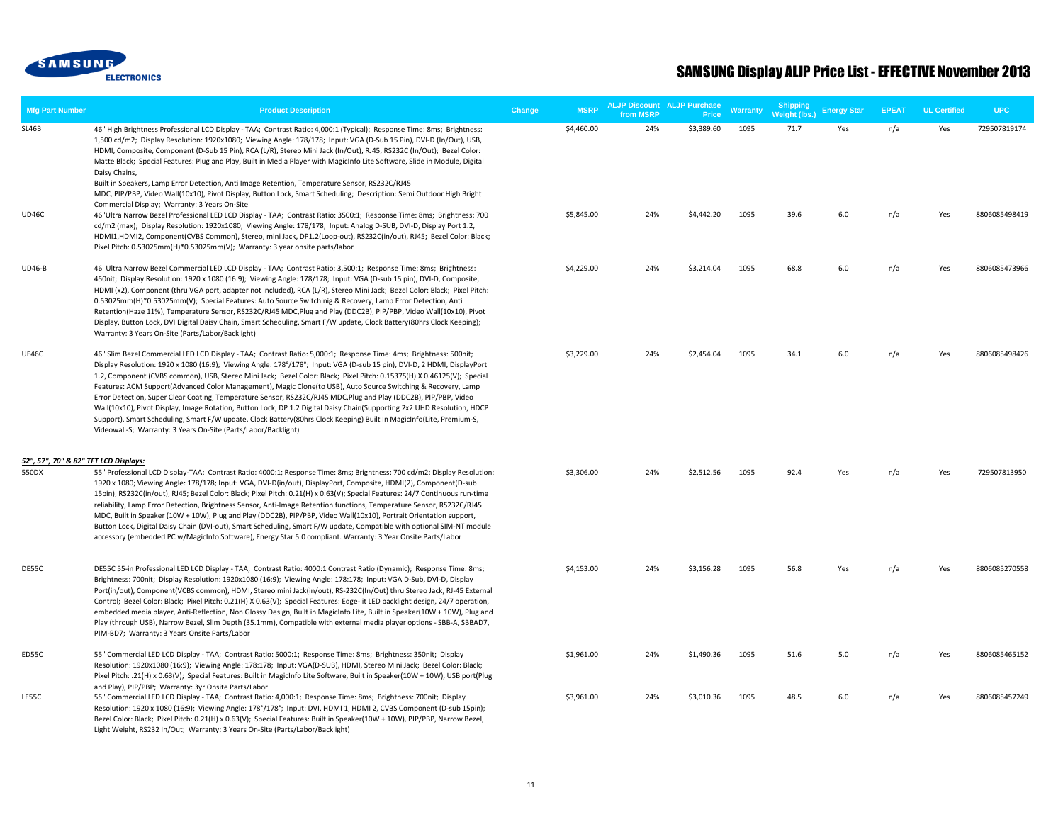# SAMSUNG Display ALJP Price List - EFFECTIVE November 2013

| Mfg Part Number | Product Description | Change | MSRP | ALJP Discount from MSRP | ALJP Purchase Price | Warranty | Shipping Weight (lbs.) | Energy Star | EPEAT | UL Certified | UPC |
|---|---|---|---|---|---|---|---|---|---|---|---|
| SL46B | 46" High Brightness Professional LCD Display - TAA; Contrast Ratio: 4,000:1 (Typical); Response Time: 8ms; Brightness: 1,500 cd/m2; Display Resolution: 1920x1080; Viewing Angle: 178/178; Input: VGA (D-Sub 15 Pin), DVI-D (In/Out), USB, HDMI, Composite, Component (D-Sub 15 Pin), RCA (L/R), Stereo Mini Jack (In/Out), RJ45, RS232C (In/Out); Bezel Color: Matte Black; Special Features: Plug and Play, Built in Media Player with MagicInfo Lite Software, Slide in Module, Digital Daisy Chains, Built in Speakers, Lamp Error Detection, Anti Image Retention, Temperature Sensor, RS232C/RJ45 MDC, PIP/PBP, Video Wall(10x10), Pivot Display, Button Lock, Smart Scheduling; Description: Semi Outdoor High Bright Commercial Display; Warranty: 3 Years On-Site | | $4,460.00 | 24% | $3,389.60 | 1095 | 71.7 | Yes | n/a | Yes | 729507819174 |
| UD46C | 46"Ultra Narrow Bezel Professional LED LCD Display - TAA; Contrast Ratio: 3500:1; Response Time: 8ms; Brightness: 700 cd/m2 (max); Display Resolution: 1920x1080; Viewing Angle: 178/178; Input: Analog D-SUB, DVI-D, Display Port 1.2, HDMI1,HDMI2, Component(CVBS Common), Stereo, mini Jack, DP1.2(Loop-out), RS232C(in/out), RJ45; Bezel Color: Black; Pixel Pitch: 0.53025mm(H)*0.53025mm(V); Warranty: 3 year onsite parts/labor | | $5,845.00 | 24% | $4,442.20 | 1095 | 39.6 | 6.0 | n/a | Yes | 8806085498419 |
| UD46-B | 46' Ultra Narrow Bezel Commercial LED LCD Display - TAA; Contrast Ratio: 3,500:1; Response Time: 8ms; Brightness: 450nit; Display Resolution: 1920 x 1080 (16:9); Viewing Angle: 178/178; Input: VGA (D-sub 15 pin), DVI-D, Composite, HDMI (x2), Component (thru VGA port, adapter not included), RCA (L/R), Stereo Mini Jack; Bezel Color: Black; Pixel Pitch: 0.53025mm(H)*0.53025mm(V); Special Features: Auto Source Switchinig & Recovery, Lamp Error Detection, Anti Retention(Haze 11%), Temperature Sensor, RS232C/RJ45 MDC,Plug and Play (DDC2B), PIP/PBP, Video Wall(10x10), Pivot Display, Button Lock, DVI Digital Daisy Chain, Smart Scheduling, Smart F/W update, Clock Battery(80hrs Clock Keeping); Warranty: 3 Years On-Site (Parts/Labor/Backlight) | | $4,229.00 | 24% | $3,214.04 | 1095 | 68.8 | 6.0 | n/a | Yes | 8806085473966 |
| UE46C | 46" Slim Bezel Commercial LED LCD Display - TAA; Contrast Ratio: 5,000:1; Response Time: 4ms; Brightness: 500nit; Display Resolution: 1920 x 1080 (16:9); Viewing Angle: 178°/178°; Input: VGA (D-sub 15 pin), DVI-D, 2 HDMI, DisplayPort 1.2, Component (CVBS common), USB, Stereo Mini Jack; Bezel Color: Black; Pixel Pitch: 0.15375(H) X 0.46125(V); Special Features: ACM Support(Advanced Color Management), Magic Clone(to USB), Auto Source Switching & Recovery, Lamp Error Detection, Super Clear Coating, Temperature Sensor, RS232C/RJ45 MDC,Plug and Play (DDC2B), PIP/PBP, Video Wall(10x10), Pivot Display, Image Rotation, Button Lock, DP 1.2 Digital Daisy Chain(Supporting 2x2 UHD Resolution, HDCP Support), Smart Scheduling, Smart F/W update, Clock Battery(80hrs Clock Keeping) Built In MagicInfo(Lite, Premium-S, Videowall-S; Warranty: 3 Years On-Site (Parts/Labor/Backlight) | | $3,229.00 | 24% | $2,454.04 | 1095 | 34.1 | 6.0 | n/a | Yes | 8806085498426 |
| ***52", 57", 70" & 82" TFT LCD Displays:*** | | | | | | | | | | | |
| 550DX | 55" Professional LCD Display-TAA; Contrast Ratio: 4000:1; Response Time: 8ms; Brightness: 700 cd/m2; Display Resolution: 1920 x 1080; Viewing Angle: 178/178; Input: VGA, DVI-D(in/out), DisplayPort, Composite, HDMI(2), Component(D-sub 15pin), RS232C(in/out), RJ45; Bezel Color: Black; Pixel Pitch: 0.21(H) x 0.63(V); Special Features: 24/7 Continuous run-time reliability, Lamp Error Detection, Brightness Sensor, Anti-Image Retention functions, Temperature Sensor, RS232C/RJ45 MDC, Built in Speaker (10W + 10W), Plug and Play (DDC2B), PIP/PBP, Video Wall(10x10), Portrait Orientation support, Button Lock, Digital Daisy Chain (DVI-out), Smart Scheduling, Smart F/W update, Compatible with optional SIM-NT module accessory (embedded PC w/MagicInfo Software), Energy Star 5.0 compliant. Warranty: 3 Year Onsite Parts/Labor | | $3,306.00 | 24% | $2,512.56 | 1095 | 92.4 | Yes | n/a | Yes | 729507813950 |
| DE55C | DE55C 55-in Professional LED LCD Display - TAA; Contrast Ratio: 4000:1 Contrast Ratio (Dynamic); Response Time: 8ms; Brightness: 700nit; Display Resolution: 1920x1080 (16:9); Viewing Angle: 178:178; Input: VGA D-Sub, DVI-D, Display Port(in/out), Component(VCBS common), HDMI, Stereo mini Jack(in/out), RS-232C(In/Out) thru Stereo Jack, RJ-45 External Control; Bezel Color: Black; Pixel Pitch: 0.21(H) X 0.63(V); Special Features: Edge-lit LED backlight design, 24/7 operation, embedded media player, Anti-Reflection, Non Glossy Design, Built in MagicInfo Lite, Built in Speaker(10W + 10W), Plug and Play (through USB), Narrow Bezel, Slim Depth (35.1mm), Compatible with external media player options - SBB-A, SBBAD7, PIM-BD7; Warranty: 3 Years Onsite Parts/Labor | | $4,153.00 | 24% | $3,156.28 | 1095 | 56.8 | Yes | n/a | Yes | 8806085270558 |
| ED55C | 55" Commercial LED LCD Display - TAA; Contrast Ratio: 5000:1; Response Time: 8ms; Brightness: 350nit; Display Resolution: 1920x1080 (16:9); Viewing Angle: 178:178; Input: VGA(D-SUB), HDMI, Stereo Mini Jack; Bezel Color: Black; Pixel Pitch: .21(H) x 0.63(V); Special Features: Built in MagicInfo Lite Software, Built in Speaker(10W + 10W), USB port(Plug and Play), PIP/PBP; Warranty: 3yr Onsite Parts/Labor | | $1,961.00 | 24% | $1,490.36 | 1095 | 51.6 | 5.0 | n/a | Yes | 8806085465152 |
| LE55C | 55" Commercial LED LCD Display - TAA; Contrast Ratio: 4,000:1; Response Time: 8ms; Brightness: 700nit; Display Resolution: 1920 x 1080 (16:9); Viewing Angle: 178°/178°; Input: DVI, HDMI 1, HDMI 2, CVBS Component (D-sub 15pin); Bezel Color: Black; Pixel Pitch: 0.21(H) x 0.63(V); Special Features: Built in Speaker(10W + 10W), PIP/PBP, Narrow Bezel, Light Weight, RS232 In/Out; Warranty: 3 Years On-Site (Parts/Labor/Backlight) | | $3,961.00 | 24% | $3,010.36 | 1095 | 48.5 | 6.0 | n/a | Yes | 8806085457249 |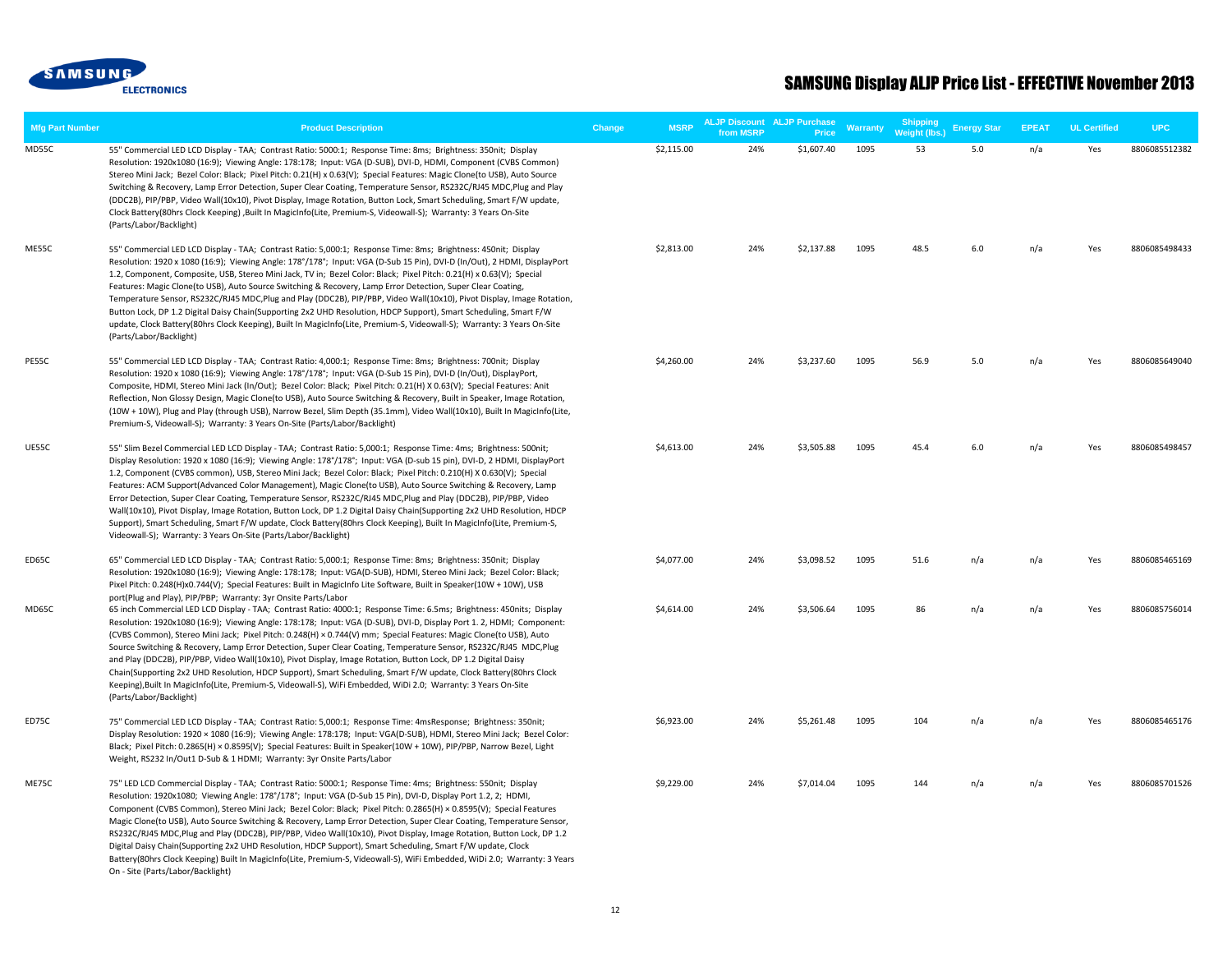# SAMSUNG Display ALJP Price List - EFFECTIVE November 2013

| Mfg Part Number | Product Description | Change | MSRP | ALJP Discount from MSRP | ALJP Purchase Price | Warranty | Shipping Weight (lbs.) | Energy Star | EPEAT | UL Certified | UPC |
|---|---|---|---|---|---|---|---|---|---|---|---|
| MD55C | 55" Commercial LED LCD Display - TAA; Contrast Ratio: 5000:1; Response Time: 8ms; Brightness: 350nit; Display Resolution: 1920x1080 (16:9); Viewing Angle: 178:178; Input: VGA (D-SUB), DVI-D, HDMI, Component (CVBS Common) Stereo Mini Jack; Bezel Color: Black; Pixel Pitch: 0.21(H) x 0.63(V); Special Features: Magic Clone(to USB), Auto Source Switching & Recovery, Lamp Error Detection, Super Clear Coating, Temperature Sensor, RS232C/RJ45 MDC,Plug and Play (DDC2B), PIP/PBP, Video Wall(10x10), Pivot Display, Image Rotation, Button Lock, Smart Scheduling, Smart F/W update, Clock Battery(80hrs Clock Keeping) ,Built In MagicInfo(Lite, Premium-S, Videowall-S); Warranty: 3 Years On-Site (Parts/Labor/Backlight) | | $2,115.00 | 24% | $1,607.40 | 1095 | 53 | 5.0 | n/a | Yes | 8806085512382 |
| ME55C | 55" Commercial LED LCD Display - TAA; Contrast Ratio: 5,000:1; Response Time: 8ms; Brightness: 450nit; Display Resolution: 1920 x 1080 (16:9); Viewing Angle: 178°/178°; Input: VGA (D-Sub 15 Pin), DVI-D (In/Out), 2 HDMI, DisplayPort 1.2, Component, Composite, USB, Stereo Mini Jack, TV in; Bezel Color: Black; Pixel Pitch: 0.21(H) x 0.63(V); Special Features: Magic Clone(to USB), Auto Source Switching & Recovery, Lamp Error Detection, Super Clear Coating, Temperature Sensor, RS232C/RJ45 MDC,Plug and Play (DDC2B), PIP/PBP, Video Wall(10x10), Pivot Display, Image Rotation, Button Lock, DP 1.2 Digital Daisy Chain(Supporting 2x2 UHD Resolution, HDCP Support), Smart Scheduling, Smart F/W update, Clock Battery(80hrs Clock Keeping), Built In MagicInfo(Lite, Premium-S, Videowall-S); Warranty: 3 Years On-Site (Parts/Labor/Backlight) | | $2,813.00 | 24% | $2,137.88 | 1095 | 48.5 | 6.0 | n/a | Yes | 8806085498433 |
| PE55C | 55" Commercial LED LCD Display - TAA; Contrast Ratio: 4,000:1; Response Time: 8ms; Brightness: 700nit; Display Resolution: 1920 x 1080 (16:9); Viewing Angle: 178°/178°; Input: VGA (D-Sub 15 Pin), DVI-D (In/Out), DisplayPort, Composite, HDMI, Stereo Mini Jack (In/Out); Bezel Color: Black; Pixel Pitch: 0.21(H) X 0.63(V); Special Features: Anit Reflection, Non Glossy Design, Magic Clone(to USB), Auto Source Switching & Recovery, Built in Speaker, Image Rotation, (10W + 10W), Plug and Play (through USB), Narrow Bezel, Slim Depth (35.1mm), Video Wall(10x10), Built In MagicInfo(Lite, Premium-S, Videowall-S); Warranty: 3 Years On-Site (Parts/Labor/Backlight) | | $4,260.00 | 24% | $3,237.60 | 1095 | 56.9 | 5.0 | n/a | Yes | 8806085649040 |
| UE55C | 55" Slim Bezel Commercial LED LCD Display - TAA; Contrast Ratio: 5,000:1; Response Time: 4ms; Brightness: 500nit; Display Resolution: 1920 x 1080 (16:9); Viewing Angle: 178°/178°; Input: VGA (D-sub 15 pin), DVI-D, 2 HDMI, DisplayPort 1.2, Component (CVBS common), USB, Stereo Mini Jack; Bezel Color: Black; Pixel Pitch: 0.210(H) X 0.630(V); Special Features: ACM Support(Advanced Color Management), Magic Clone(to USB), Auto Source Switching & Recovery, Lamp Error Detection, Super Clear Coating, Temperature Sensor, RS232C/RJ45 MDC,Plug and Play (DDC2B), PIP/PBP, Video Wall(10x10), Pivot Display, Image Rotation, Button Lock, DP 1.2 Digital Daisy Chain(Supporting 2x2 UHD Resolution, HDCP Support), Smart Scheduling, Smart F/W update, Clock Battery(80hrs Clock Keeping), Built In MagicInfo(Lite, Premium-S, Videowall-S); Warranty: 3 Years On-Site (Parts/Labor/Backlight) | | $4,613.00 | 24% | $3,505.88 | 1095 | 45.4 | 6.0 | n/a | Yes | 8806085498457 |
| ED65C | 65" Commercial LED LCD Display - TAA; Contrast Ratio: 5,000:1; Response Time: 8ms; Brightness: 350nit; Display Resolution: 1920x1080 (16:9); Viewing Angle: 178:178; Input: VGA(D-SUB), HDMI, Stereo Mini Jack; Bezel Color: Black; Pixel Pitch: 0.248(H)x0.744(V); Special Features: Built in MagicInfo Lite Software, Built in Speaker(10W + 10W), USB port(Plug and Play), PIP/PBP; Warranty: 3yr Onsite Parts/Labor | | $4,077.00 | 24% | $3,098.52 | 1095 | 51.6 | n/a | n/a | Yes | 8806085465169 |
| MD65C | 65 inch Commercial LED LCD Display - TAA; Contrast Ratio: 4000:1; Response Time: 6.5ms; Brightness: 450nits; Display Resolution: 1920x1080 (16:9); Viewing Angle: 178:178; Input: VGA (D-SUB), DVI-D, Display Port 1. 2, HDMI; Component: (CVBS Common), Stereo Mini Jack; Pixel Pitch: 0.248(H) × 0.744(V) mm; Special Features: Magic Clone(to USB), Auto Source Switching & Recovery, Lamp Error Detection, Super Clear Coating, Temperature Sensor, RS232C/RJ45 MDC,Plug and Play (DDC2B), PIP/PBP, Video Wall(10x10), Pivot Display, Image Rotation, Button Lock, DP 1.2 Digital Daisy Chain(Supporting 2x2 UHD Resolution, HDCP Support), Smart Scheduling, Smart F/W update, Clock Battery(80hrs Clock Keeping),Built In MagicInfo(Lite, Premium-S, Videowall-S), WiFi Embedded, WiDi 2.0; Warranty: 3 Years On-Site (Parts/Labor/Backlight) | | $4,614.00 | 24% | $3,506.64 | 1095 | 86 | n/a | n/a | Yes | 8806085756014 |
| ED75C | 75" Commercial LED LCD Display - TAA; Contrast Ratio: 5,000:1; Response Time: 4msResponse; Brightness: 350nit; Display Resolution: 1920 × 1080 (16:9); Viewing Angle: 178:178; Input: VGA(D-SUB), HDMI, Stereo Mini Jack; Bezel Color: Black; Pixel Pitch: 0.2865(H) × 0.8595(V); Special Features: Built in Speaker(10W + 10W), PIP/PBP, Narrow Bezel, Light Weight, RS232 In/Out1 D-Sub & 1 HDMI; Warranty: 3yr Onsite Parts/Labor | | $6,923.00 | 24% | $5,261.48 | 1095 | 104 | n/a | n/a | Yes | 8806085465176 |
| ME75C | 75" LED LCD Commercial Display - TAA; Contrast Ratio: 5000:1; Response Time: 4ms; Brightness: 550nit; Display Resolution: 1920x1080; Viewing Angle: 178°/178°; Input: VGA (D-Sub 15 Pin), DVI-D, Display Port 1.2, 2; HDMI, Component (CVBS Common), Stereo Mini Jack; Bezel Color: Black; Pixel Pitch: 0.2865(H) × 0.8595(V); Special Features Magic Clone(to USB), Auto Source Switching & Recovery, Lamp Error Detection, Super Clear Coating, Temperature Sensor, RS232C/RJ45 MDC,Plug and Play (DDC2B), PIP/PBP, Video Wall(10x10), Pivot Display, Image Rotation, Button Lock, DP 1.2 Digital Daisy Chain(Supporting 2x2 UHD Resolution, HDCP Support), Smart Scheduling, Smart F/W update, Clock Battery(80hrs Clock Keeping) Built In MagicInfo(Lite, Premium-S, Videowall-S), WiFi Embedded, WiDi 2.0; Warranty: 3 Years On - Site (Parts/Labor/Backlight) | | $9,229.00 | 24% | $7,014.04 | 1095 | 144 | n/a | n/a | Yes | 8806085701526 |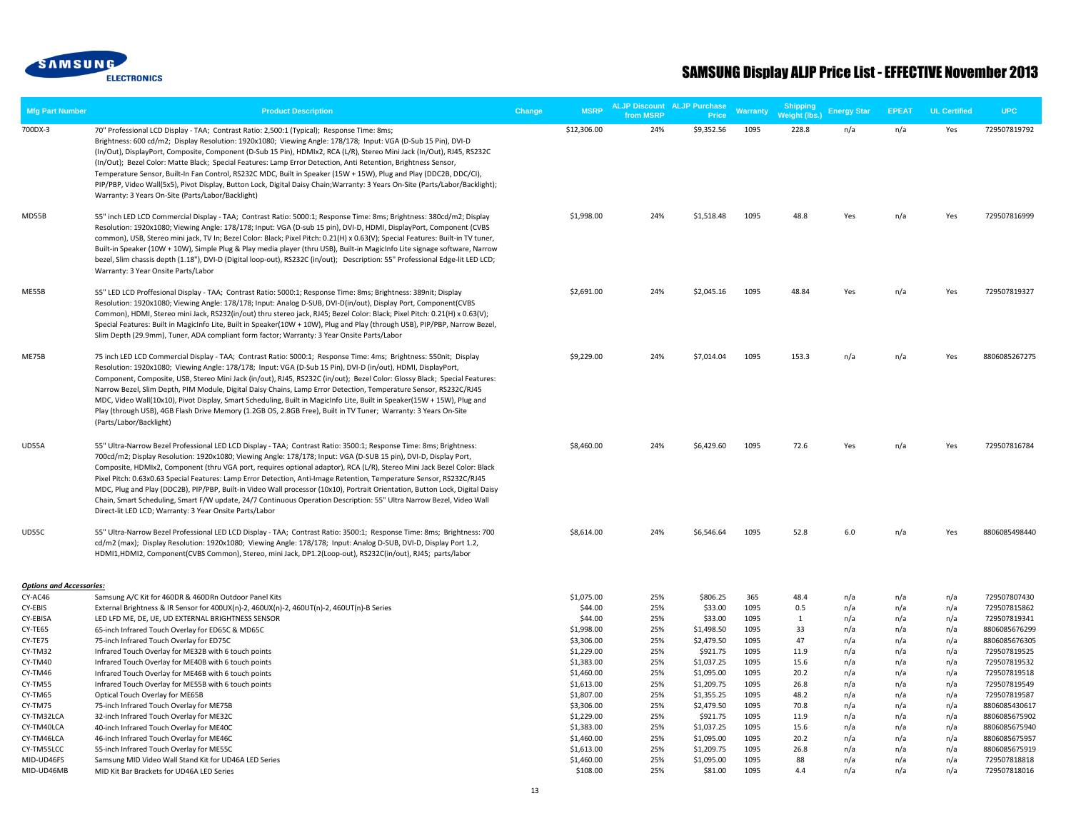# SAMSUNG Display ALJP Price List - EFFECTIVE November 2013

| Mfg Part Number | Product Description | Change | MSRP | ALJP Discount from MSRP | ALJP Purchase Price | Warranty | Shipping Weight (lbs.) | Energy Star | EPEAT | UL Certified | UPC |
|---|---|---|---|---|---|---|---|---|---|---|---|
| 700DX-3 | 70" Professional LCD Display - TAA; Contrast Ratio: 2,500:1 (Typical); Response Time: 8ms; Brightness: 600 cd/m2; Display Resolution: 1920x1080; Viewing Angle: 178/178; Input: VGA (D-Sub 15 Pin), DVI-D (In/Out), DisplayPort, Composite, Component (D-Sub 15 Pin), HDMIx2, RCA (L/R), Stereo Mini Jack (In/Out), RJ45, RS232C (In/Out); Bezel Color: Matte Black; Special Features: Lamp Error Detection, Anti Retention, Brightness Sensor, Temperature Sensor, Built-In Fan Control, RS232C MDC, Built in Speaker (15W + 15W), Plug and Play (DDC2B, DDC/CI), PIP/PBP, Video Wall(5x5), Pivot Display, Button Lock, Digital Daisy Chain;Warranty: 3 Years On-Site (Parts/Labor/Backlight); Warranty: 3 Years On-Site (Parts/Labor/Backlight) | | $12,306.00 | 24% | $9,352.56 | 1095 | 228.8 | n/a | n/a | Yes | 729507819792 |
| MD55B | 55" inch LED LCD Commercial Display - TAA; Contrast Ratio: 5000:1; Response Time: 8ms; Brightness: 380cd/m2; Display Resolution: 1920x1080; Viewing Angle: 178/178; Input: VGA (D-sub 15 pin), DVI-D, HDMI, DisplayPort, Component (CVBS common), USB, Stereo mini jack, TV In; Bezel Color: Black; Pixel Pitch: 0.21(H) x 0.63(V); Special Features: Built-in TV tuner, Built-in Speaker (10W + 10W), Simple Plug & Play media player (thru USB), Built-in MagicInfo Lite signage software, Narrow bezel, Slim chassis depth (1.18"), DVI-D (Digital loop-out), RS232C (in/out); Description: 55" Professional Edge-lit LED LCD; Warranty: 3 Year Onsite Parts/Labor | | $1,998.00 | 24% | $1,518.48 | 1095 | 48.8 | Yes | n/a | Yes | 729507816999 |
| ME55B | 55" LED LCD Proffesional Display - TAA; Contrast Ratio: 5000:1; Response Time: 8ms; Brightness: 389nit; Display Resolution: 1920x1080; Viewing Angle: 178/178; Input: Analog D-SUB, DVI-D(in/out), HDMI, Display Port, Component(CVBS Common), HDMI, Stereo mini Jack, RS232(in/out) thru stereo jack, RJ45; Bezel Color: Black; Pixel Pitch: 0.21(H) x 0.63(V); Special Features: Built in MagicInfo Lite, Built in Speaker(10W + 10W), Plug and Play (through USB), PIP/PBP, Narrow Bezel, Slim Depth (29.9mm), Tuner, ADA compliant form factor; Warranty: 3 Year Onsite Parts/Labor | | $2,691.00 | 24% | $2,045.16 | 1095 | 48.84 | Yes | n/a | Yes | 729507819327 |
| ME75B | 75 inch LED LCD Commercial Display - TAA; Contrast Ratio: 5000:1; Response Time: 4ms; Brightness: 550nit; Display Resolution: 1920x1080; Viewing Angle: 178/178; Input: VGA (D-Sub 15 Pin), DVI-D (in/out), HDMI, DisplayPort, Component, Composite, USB, Stereo Mini Jack (in/out), RJ45, RS232C (in/out); Bezel Color: Glossy Black; Special Features: Narrow Bezel, Slim Depth, PIM Module, Digital Daisy Chains, Lamp Error Detection, Temperature Sensor, RS232C/RJ45 MDC, Video Wall(10x10), Pivot Display, Smart Scheduling, Built in MagicInfo Lite, Built in Speaker(15W + 15W), Plug and Play (through USB), 4GB Flash Drive Memory (1.2GB OS, 2.8GB Free), Built in TV Tuner; Warranty: 3 Years On-Site (Parts/Labor/Backlight) | | $9,229.00 | 24% | $7,014.04 | 1095 | 153.3 | n/a | n/a | Yes | 8806085267275 |
| UD55A | 55" Ultra-Narrow Bezel Professional LED LCD Display - TAA; Contrast Ratio: 3500:1; Response Time: 8ms; Brightness: 700cd/m2; Display Resolution: 1920x1080; Viewing Angle: 178/178; Input: VGA (D-SUB 15 pin), DVI-D, Display Port, Composite, HDMIx2, Component (thru VGA port, requires optional adaptor), RCA (L/R), Stereo Mini Jack Bezel Color: Black Pixel Pitch: 0.63x0.63 Special Features: Lamp Error Detection, Anti-Image Retention, Temperature Sensor, RS232C/RJ45 MDC, Plug and Play (DDC2B), PIP/PBP, Built-in Video Wall processor (10x10), Portrait Orientation, Button Lock, Digital Daisy Chain, Smart Scheduling, Smart F/W update, 24/7 Continuous Operation Description: 55" Ultra Narrow Bezel, Video Wall Direct-lit LED LCD; Warranty: 3 Year Onsite Parts/Labor | | $8,460.00 | 24% | $6,429.60 | 1095 | 72.6 | Yes | n/a | Yes | 729507816784 |
| UD55C | 55" Ultra-Narrow Bezel Professional LED LCD Display - TAA; Contrast Ratio: 3500:1; Response Time: 8ms; Brightness: 700 cd/m2 (max); Display Resolution: 1920x1080; Viewing Angle: 178/178; Input: Analog D-SUB, DVI-D, Display Port 1.2, HDMI1,HDMI2, Component(CVBS Common), Stereo, mini Jack, DP1.2(Loop-out), RS232C(in/out), RJ45; parts/labor | | $8,614.00 | 24% | $6,546.64 | 1095 | 52.8 | 6.0 | n/a | Yes | 8806085498440 |
| ***Options and Accessories:*** | | | | | | | | | | | |
| CY-AC46 | Samsung A/C Kit for 460DR & 460DRn Outdoor Panel Kits | | $1,075.00 | 25% | $806.25 | 365 | 48.4 | n/a | n/a | n/a | 729507807430 |
| CY-EBIS | External Brightness & IR Sensor for 400UX(n)-2, 460UX(n)-2, 460UT(n)-2, 460UT(n)-B Series | | $44.00 | 25% | $33.00 | 1095 | 0.5 | n/a | n/a | n/a | 729507815862 |
| CY-EBISA | LED LFD ME, DE, UE, UD EXTERNAL BRIGHTNESS SENSOR | | $44.00 | 25% | $33.00 | 1095 | 1 | n/a | n/a | n/a | 729507819341 |
| CY-TE65 | 65-inch Infrared Touch Overlay for ED65C & MD65C | | $1,998.00 | 25% | $1,498.50 | 1095 | 33 | n/a | n/a | n/a | 8806085676299 |
| CY-TE75 | 75-inch Infrared Touch Overlay for ED75C | | $3,306.00 | 25% | $2,479.50 | 1095 | 47 | n/a | n/a | n/a | 8806085676305 |
| CY-TM32 | Infrared Touch Overlay for ME32B with 6 touch points | | $1,229.00 | 25% | $921.75 | 1095 | 11.9 | n/a | n/a | n/a | 729507819525 |
| CY-TM40 | Infrared Touch Overlay for ME40B with 6 touch points | | $1,383.00 | 25% | $1,037.25 | 1095 | 15.6 | n/a | n/a | n/a | 729507819532 |
| CY-TM46 | Infrared Touch Overlay for ME46B with 6 touch points | | $1,460.00 | 25% | $1,095.00 | 1095 | 20.2 | n/a | n/a | n/a | 729507819518 |
| CY-TM55 | Infrared Touch Overlay for ME55B with 6 touch points | | $1,613.00 | 25% | $1,209.75 | 1095 | 26.8 | n/a | n/a | n/a | 729507819549 |
| CY-TM65 | Optical Touch Overlay for ME65B | | $1,807.00 | 25% | $1,355.25 | 1095 | 48.2 | n/a | n/a | n/a | 729507819587 |
| CY-TM75 | 75-inch Infrared Touch Overlay for ME75B | | $3,306.00 | 25% | $2,479.50 | 1095 | 70.8 | n/a | n/a | n/a | 8806085430617 |
| CY-TM32LCA | 32-inch Infrared Touch Overlay for ME32C | | $1,229.00 | 25% | $921.75 | 1095 | 11.9 | n/a | n/a | n/a | 8806085675902 |
| CY-TM40LCA | 40-inch Infrared Touch Overlay for ME40C | | $1,383.00 | 25% | $1,037.25 | 1095 | 15.6 | n/a | n/a | n/a | 8806085675940 |
| CY-TM46LCA | 46-inch Infrared Touch Overlay for ME46C | | $1,460.00 | 25% | $1,095.00 | 1095 | 20.2 | n/a | n/a | n/a | 8806085675957 |
| CY-TM55LCC | 55-inch Infrared Touch Overlay for ME55C | | $1,613.00 | 25% | $1,209.75 | 1095 | 26.8 | n/a | n/a | n/a | 8806085675919 |
| MID-UD46FS | Samsung MID Video Wall Stand Kit for UD46A LED Series | | $1,460.00 | 25% | $1,095.00 | 1095 | 88 | n/a | n/a | n/a | 729507818818 |
| MID-UD46MB | MID Kit Bar Brackets for UD46A LED Series | | $108.00 | 25% | $81.00 | 1095 | 4.4 | n/a | n/a | n/a | 729507818016 |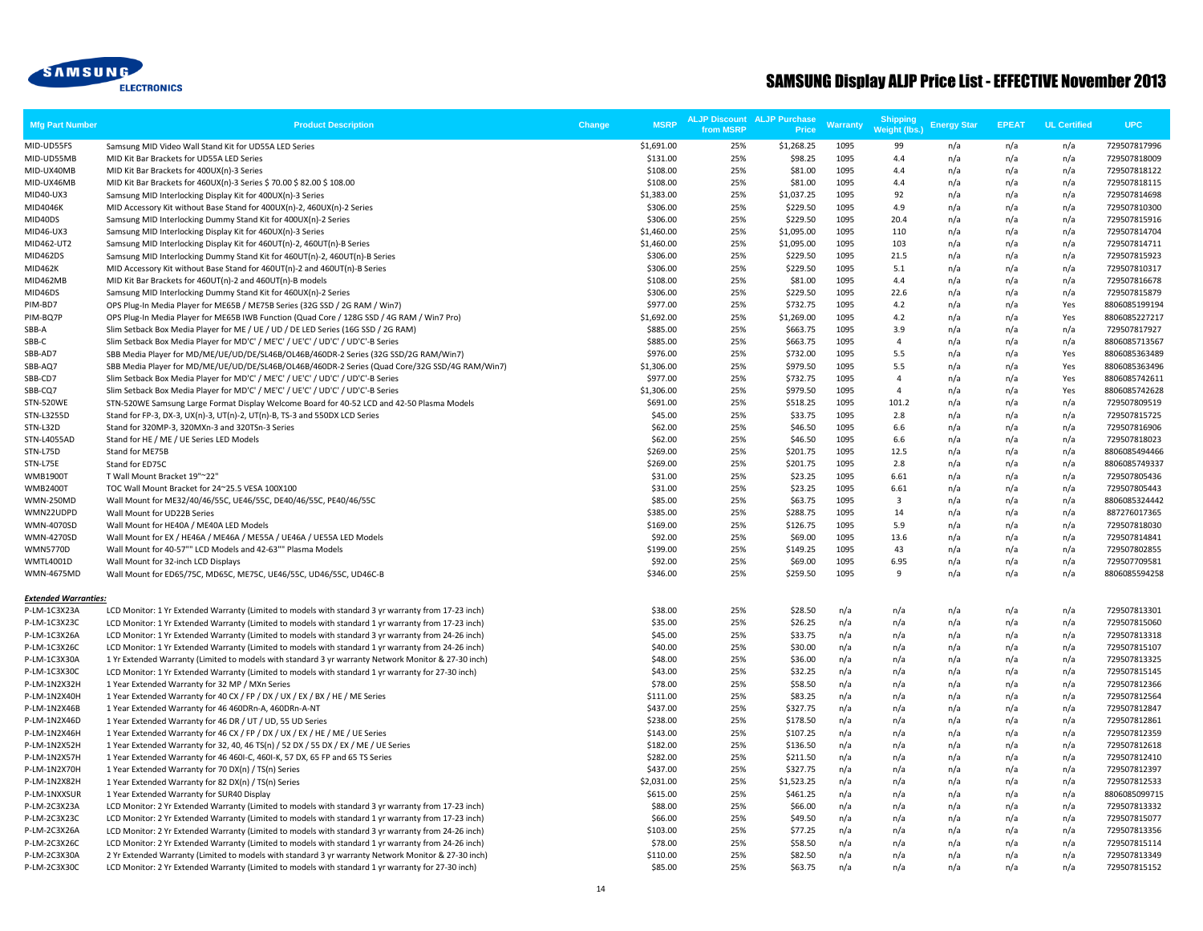# SAMSUNG Display ALJP Price List - EFFECTIVE November 2013

| Mfg Part Number | Product Description | Change | MSRP | ALJP Discount from MSRP | ALJP Purchase Price | Warranty | Shipping Weight (lbs.) | Energy Star | EPEAT | UL Certified | UPC |
|---|---|---|---|---|---|---|---|---|---|---|---|
| MID-UD55FS | Samsung MID Video Wall Stand Kit for UD55A LED Series | | $1,691.00 | 25% | $1,268.25 | 1095 | 99 | n/a | n/a | n/a | 729507817996 |
| MID-UD55MB | MID Kit Bar Brackets for UD55A LED Series | | $131.00 | 25% | $98.25 | 1095 | 4.4 | n/a | n/a | n/a | 729507818009 |
| MID-UX40MB | MID Kit Bar Brackets for 400UX(n)-3 Series | | $108.00 | 25% | $81.00 | 1095 | 4.4 | n/a | n/a | n/a | 729507818122 |
| MID-UX46MB | MID Kit Bar Brackets for 460UX(n)-3 Series $ 70.00 $ 82.00 $ 108.00 | | $108.00 | 25% | $81.00 | 1095 | 4.4 | n/a | n/a | n/a | 729507818115 |
| MID40-UX3 | Samsung MID Interlocking Display Kit for 400UX(n)-3 Series | | $1,383.00 | 25% | $1,037.25 | 1095 | 92 | n/a | n/a | n/a | 729507814698 |
| MID4046K | MID Accessory Kit without Base Stand for 400UX(n)-2, 460UX(n)-2 Series | | $306.00 | 25% | $229.50 | 1095 | 4.9 | n/a | n/a | n/a | 729507810300 |
| MID40DS | Samsung MID Interlocking Dummy Stand Kit for 400UX(n)-2 Series | | $306.00 | 25% | $229.50 | 1095 | 20.4 | n/a | n/a | n/a | 729507815916 |
| MID46-UX3 | Samsung MID Interlocking Display Kit for 460UX(n)-3 Series | | $1,460.00 | 25% | $1,095.00 | 1095 | 110 | n/a | n/a | n/a | 729507814704 |
| MID462-UT2 | Samsung MID Interlocking Display Kit for 460UT(n)-2, 460UT(n)-B Series | | $1,460.00 | 25% | $1,095.00 | 1095 | 103 | n/a | n/a | n/a | 729507814711 |
| MID462DS | Samsung MID Interlocking Dummy Stand Kit for 460UT(n)-2, 460UT(n)-B Series | | $306.00 | 25% | $229.50 | 1095 | 21.5 | n/a | n/a | n/a | 729507815923 |
| MID462K | MID Accessory Kit without Base Stand for 460UT(n)-2 and 460UT(n)-B Series | | $306.00 | 25% | $229.50 | 1095 | 5.1 | n/a | n/a | n/a | 729507810317 |
| MID462MB | MID Kit Bar Brackets for 460UT(n)-2 and 460UT(n)-B models | | $108.00 | 25% | $81.00 | 1095 | 4.4 | n/a | n/a | n/a | 729507816678 |
| MID46DS | Samsung MID Interlocking Dummy Stand Kit for 460UX(n)-2 Series | | $306.00 | 25% | $229.50 | 1095 | 22.6 | n/a | n/a | n/a | 729507815879 |
| PIM-BD7 | OPS Plug-In Media Player for ME65B / ME75B Series (32G SSD / 2G RAM / Win7) | | $977.00 | 25% | $732.75 | 1095 | 4.2 | n/a | n/a | Yes | 8806085199194 |
| PIM-BQ7P | OPS Plug-In Media Player for ME65B IWB Function (Quad Core / 128G SSD / 4G RAM / Win7 Pro) | | $1,692.00 | 25% | $1,269.00 | 1095 | 4.2 | n/a | n/a | Yes | 8806085227217 |
| SBB-A | Slim Setback Box Media Player for ME / UE / UD / DE LED Series (16G SSD / 2G RAM) | | $885.00 | 25% | $663.75 | 1095 | 3.9 | n/a | n/a | n/a | 729507817927 |
| SBB-C | Slim Setback Box Media Player for MD'C' / ME'C' / UE'C' / UD'C' / UD'C'-B Series | | $885.00 | 25% | $663.75 | 1095 | 4 | n/a | n/a | n/a | 8806085713567 |
| SBB-AD7 | SBB Media Player for MD/ME/UE/UD/DE/SL46B/OL46B/460DR-2 Series (32G SSD/2G RAM/Win7) | | $976.00 | 25% | $732.00 | 1095 | 5.5 | n/a | n/a | Yes | 8806085363489 |
| SBB-AQ7 | SBB Media Player for MD/ME/UE/UD/DE/SL46B/OL46B/460DR-2 Series (Quad Core/32G SSD/4G RAM/Win7) | | $1,306.00 | 25% | $979.50 | 1095 | 5.5 | n/a | n/a | Yes | 8806085363496 |
| SBB-CD7 | Slim Setback Box Media Player for MD'C' / ME'C' / UE'C' / UD'C' / UD'C'-B Series | | $977.00 | 25% | $732.75 | 1095 | 4 | n/a | n/a | Yes | 8806085742611 |
| SBB-CQ7 | Slim Setback Box Media Player for MD'C' / ME'C' / UE'C' / UD'C' / UD'C'-B Series | | $1,306.00 | 25% | $979.50 | 1095 | 4 | n/a | n/a | Yes | 8806085742628 |
| STN-520WE | STN-520WE Samsung Large Format Display Welcome Board for 40-52 LCD and 42-50 Plasma Models | | $691.00 | 25% | $518.25 | 1095 | 101.2 | n/a | n/a | n/a | 729507809519 |
| STN-L3255D | Stand for FP-3, DX-3, UX(n)-3, UT(n)-2, UT(n)-B, TS-3 and 550DX LCD Series | | $45.00 | 25% | $33.75 | 1095 | 2.8 | n/a | n/a | n/a | 729507815725 |
| STN-L32D | Stand for 320MP-3, 320MXn-3 and 320TSn-3 Series | | $62.00 | 25% | $46.50 | 1095 | 6.6 | n/a | n/a | n/a | 729507816906 |
| STN-L4055AD | Stand for HE / ME / UE Series LED Models | | $62.00 | 25% | $46.50 | 1095 | 6.6 | n/a | n/a | n/a | 729507818023 |
| STN-L75D | Stand for ME75B | | $269.00 | 25% | $201.75 | 1095 | 12.5 | n/a | n/a | n/a | 8806085494466 |
| STN-L75E | Stand for ED75C | | $269.00 | 25% | $201.75 | 1095 | 2.8 | n/a | n/a | n/a | 8806085749337 |
| WMB1900T | T Wall Mount Bracket 19"~22" | | $31.00 | 25% | $23.25 | 1095 | 6.61 | n/a | n/a | n/a | 729507805436 |
| WMB2400T | TOC Wall Mount Bracket for 24~25.5 VESA 100X100 | | $31.00 | 25% | $23.25 | 1095 | 6.61 | n/a | n/a | n/a | 729507805443 |
| WMN-250MD | Wall Mount for ME32/40/46/55C, UE46/55C, DE40/46/55C, PE40/46/55C | | $85.00 | 25% | $63.75 | 1095 | 3 | n/a | n/a | n/a | 8806085324442 |
| WMN22UDPD | Wall Mount for UD22B Series | | $385.00 | 25% | $288.75 | 1095 | 14 | n/a | n/a | n/a | 887276017365 |
| WMN-4070SD | Wall Mount for HE40A / ME40A LED Models | | $169.00 | 25% | $126.75 | 1095 | 5.9 | n/a | n/a | n/a | 729507818030 |
| WMN-4270SD | Wall Mount for EX / HE46A / ME46A / ME55A / UE46A / UE55A LED Models | | $92.00 | 25% | $69.00 | 1095 | 13.6 | n/a | n/a | n/a | 729507814841 |
| WMN5770D | Wall Mount for 40-57"" LCD Models and 42-63"" Plasma Models | | $199.00 | 25% | $149.25 | 1095 | 43 | n/a | n/a | n/a | 729507802855 |
| WMTL4001D | Wall Mount for 32-inch LCD Displays | | $92.00 | 25% | $69.00 | 1095 | 6.95 | n/a | n/a | n/a | 729507709581 |
| WMN-4675MD | Wall Mount for ED65/75C, MD65C, ME75C, UE46/55C, UD46/55C, UD46C-B | | $346.00 | 25% | $259.50 | 1095 | 9 | n/a | n/a | n/a | 8806085594258 |
| ***Extended Warranties:*** | | | | | | | | | | | |
| P-LM-1C3X23A | LCD Monitor: 1 Yr Extended Warranty (Limited to models with standard 3 yr warranty from 17-23 inch) | | $38.00 | 25% | $28.50 | n/a | n/a | n/a | n/a | n/a | 729507813301 |
| P-LM-1C3X23C | LCD Monitor: 1 Yr Extended Warranty (Limited to models with standard 1 yr warranty from 17-23 inch) | | $35.00 | 25% | $26.25 | n/a | n/a | n/a | n/a | n/a | 729507815060 |
| P-LM-1C3X26A | LCD Monitor: 1 Yr Extended Warranty (Limited to models with standard 3 yr warranty from 24-26 inch) | | $45.00 | 25% | $33.75 | n/a | n/a | n/a | n/a | n/a | 729507813318 |
| P-LM-1C3X26C | LCD Monitor: 1 Yr Extended Warranty (Limited to models with standard 1 yr warranty from 24-26 inch) | | $40.00 | 25% | $30.00 | n/a | n/a | n/a | n/a | n/a | 729507815107 |
| P-LM-1C3X30A | 1 Yr Extended Warranty (Limited to models with standard 3 yr warranty Network Monitor & 27-30 inch) | | $48.00 | 25% | $36.00 | n/a | n/a | n/a | n/a | n/a | 729507813325 |
| P-LM-1C3X30C | LCD Monitor: 1 Yr Extended Warranty (Limited to models with standard 1 yr warranty for 27-30 inch) | | $43.00 | 25% | $32.25 | n/a | n/a | n/a | n/a | n/a | 729507815145 |
| P-LM-1N2X32H | 1 Year Extended Warranty for 32 MP / MXn Series | | $78.00 | 25% | $58.50 | n/a | n/a | n/a | n/a | n/a | 729507812366 |
| P-LM-1N2X40H | 1 Year Extended Warranty for 40 CX / FP / DX / UX / EX / BX / HE / ME Series | | $111.00 | 25% | $83.25 | n/a | n/a | n/a | n/a | n/a | 729507812564 |
| P-LM-1N2X46B | 1 Year Extended Warranty for 46 460DRn-A, 460DRn-A-NT | | $437.00 | 25% | $327.75 | n/a | n/a | n/a | n/a | n/a | 729507812847 |
| P-LM-1N2X46D | 1 Year Extended Warranty for 46 DR / UT / UD, 55 UD Series | | $238.00 | 25% | $178.50 | n/a | n/a | n/a | n/a | n/a | 729507812861 |
| P-LM-1N2X46H | 1 Year Extended Warranty for 46 CX / FP / DX / UX / EX / HE / ME / UE Series | | $143.00 | 25% | $107.25 | n/a | n/a | n/a | n/a | n/a | 729507812359 |
| P-LM-1N2X52H | 1 Year Extended Warranty for 32, 40, 46 TS(n) / 52 DX / 55 DX / EX / ME / UE Series | | $182.00 | 25% | $136.50 | n/a | n/a | n/a | n/a | n/a | 729507812618 |
| P-LM-1N2X57H | 1 Year Extended Warranty for 46 460I-C, 460I-K, 57 DX, 65 FP and 65 TS Series | | $282.00 | 25% | $211.50 | n/a | n/a | n/a | n/a | n/a | 729507812410 |
| P-LM-1N2X70H | 1 Year Extended Warranty for 70 DX(n) / TS(n) Series | | $437.00 | 25% | $327.75 | n/a | n/a | n/a | n/a | n/a | 729507812397 |
| P-LM-1N2X82H | 1 Year Extended Warranty for 82 DX(n) / TS(n) Series | | $2,031.00 | 25% | $1,523.25 | n/a | n/a | n/a | n/a | n/a | 729507812533 |
| P-LM-1NXXSUR | 1 Year Extended Warranty for SUR40 Display | | $615.00 | 25% | $461.25 | n/a | n/a | n/a | n/a | n/a | 8806085099715 |
| P-LM-2C3X23A | LCD Monitor: 2 Yr Extended Warranty (Limited to models with standard 3 yr warranty from 17-23 inch) | | $88.00 | 25% | $66.00 | n/a | n/a | n/a | n/a | n/a | 729507813332 |
| P-LM-2C3X23C | LCD Monitor: 2 Yr Extended Warranty (Limited to models with standard 1 yr warranty from 17-23 inch) | | $66.00 | 25% | $49.50 | n/a | n/a | n/a | n/a | n/a | 729507815077 |
| P-LM-2C3X26A | LCD Monitor: 2 Yr Extended Warranty (Limited to models with standard 3 yr warranty from 24-26 inch) | | $103.00 | 25% | $77.25 | n/a | n/a | n/a | n/a | n/a | 729507813356 |
| P-LM-2C3X26C | LCD Monitor: 2 Yr Extended Warranty (Limited to models with standard 1 yr warranty from 24-26 inch) | | $78.00 | 25% | $58.50 | n/a | n/a | n/a | n/a | n/a | 729507815114 |
| P-LM-2C3X30A | 2 Yr Extended Warranty (Limited to models with standard 3 yr warranty Network Monitor & 27-30 inch) | | $110.00 | 25% | $82.50 | n/a | n/a | n/a | n/a | n/a | 729507813349 |
| P-LM-2C3X30C | LCD Monitor: 2 Yr Extended Warranty (Limited to models with standard 1 yr warranty for 27-30 inch) | | $85.00 | 25% | $63.75 | n/a | n/a | n/a | n/a | n/a | 729507815152 |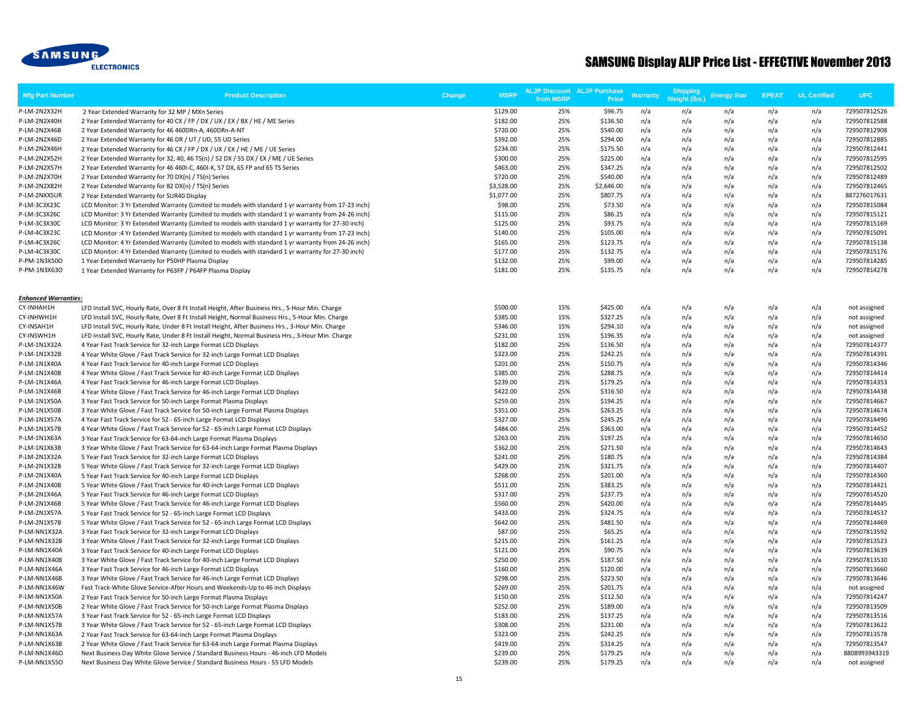# SAMSUNG Display ALJP Price List - EFFECTIVE November 2013

| Mfg Part Number | Product Description | Change | MSRP | ALJP Discount from MSRP | ALJP Purchase Price | Warranty | Shipping Weight (lbs.) | Energy Star | EPEAT | UL Certified | UPC |
|---|---|---|---|---|---|---|---|---|---|---|---|
| P-LM-2N2X32H | 2 Year Extended Warranty for 32 MP / MXn Series | | $129.00 | 25% | $96.75 | n/a | n/a | n/a | n/a | n/a | 729507812526 |
| P-LM-2N2X40H | 2 Year Extended Warranty for 40 CX / FP / DX / UX / EX / BX / HE / ME Series | | $182.00 | 25% | $136.50 | n/a | n/a | n/a | n/a | n/a | 729507812588 |
| P-LM-2N2X46B | 2 Year Extended Warranty for 46 460DRn-A, 460DRn-A-NT | | $720.00 | 25% | $540.00 | n/a | n/a | n/a | n/a | n/a | 729507812908 |
| P-LM-2N2X46D | 2 Year Extended Warranty for 46 DR / UT / UD, 55 UD Series | | $392.00 | 25% | $294.00 | n/a | n/a | n/a | n/a | n/a | 729507812885 |
| P-LM-2N2X46H | 2 Year Extended Warranty for 46 CX / FP / DX / UX / EX / HE / ME / UE Series | | $234.00 | 25% | $175.50 | n/a | n/a | n/a | n/a | n/a | 729507812441 |
| P-LM-2N2X52H | 2 Year Extended Warranty for 32, 40, 46 TS(n) / 52 DX / 55 DX / EX / ME / UE Series | | $300.00 | 25% | $225.00 | n/a | n/a | n/a | n/a | n/a | 729507812595 |
| P-LM-2N2X57H | 2 Year Extended Warranty for 46 460I-C, 460I-K, 57 DX, 65 FP and 65 TS Series | | $463.00 | 25% | $347.25 | n/a | n/a | n/a | n/a | n/a | 729507812502 |
| P-LM-2N2X70H | 2 Year Extended Warranty for 70 DX(n) / TS(n) Series | | $720.00 | 25% | $540.00 | n/a | n/a | n/a | n/a | n/a | 729507812489 |
| P-LM-2N2X82H | 2 Year Extended Warranty for 82 DX(n) / TS(n) Series | | $3,528.00 | 25% | $2,646.00 | n/a | n/a | n/a | n/a | n/a | 729507812465 |
| P-LM-2NXXSUR | 2 Year Extended Warranty for SUR40 Display | | $1,077.00 | 25% | $807.75 | n/a | n/a | n/a | n/a | n/a | 887276017631 |
| P-LM-3C3X23C | LCD Monitor: 3 Yr Extended Warranty (Limited to models with standard 1 yr warranty from 17-23 inch) | | $98.00 | 25% | $73.50 | n/a | n/a | n/a | n/a | n/a | 729507815084 |
| P-LM-3C3X26C | LCD Monitor: 3 Yr Extended Warranty (Limited to models with standard 1 yr warranty from 24-26 inch) | | $115.00 | 25% | $86.25 | n/a | n/a | n/a | n/a | n/a | 729507815121 |
| P-LM-3C3X30C | LCD Monitor: 3 Yr Extended Warranty (Limited to models with standard 1 yr warranty for 27-30 inch) | | $125.00 | 25% | $93.75 | n/a | n/a | n/a | n/a | n/a | 729507815169 |
| P-LM-4C3X23C | LCD Monitor :4 Yr Extended Warranty (Limited to models with standard 1 yr warranty from 17-23 inch) | | $140.00 | 25% | $105.00 | n/a | n/a | n/a | n/a | n/a | 729507815091 |
| P-LM-4C3X26C | LCD Monitor: 4 Yr Extended Warranty (Limited to models with standard 1 yr warranty from 24-26 inch) | | $165.00 | 25% | $123.75 | n/a | n/a | n/a | n/a | n/a | 729507815138 |
| P-LM-4C3X30C | LCD Monitor: 4 Yr Extended Warranty (Limited to models with standard 1 yr warranty for 27-30 inch) | | $177.00 | 25% | $132.75 | n/a | n/a | n/a | n/a | n/a | 729507815176 |
| P-PM-1N3X50O | 1 Year Extended Warranty for P50HP Plasma Display | | $132.00 | 25% | $99.00 | n/a | n/a | n/a | n/a | n/a | 729507814285 |
| P-PM-1N3X63O | 1 Year Extended Warranty for P63FP / P64FP Plasma Display | | $181.00 | 25% | $135.75 | n/a | n/a | n/a | n/a | n/a | 729507814278 |
| ***Enhanced Warranties:*** | | | | | | | | | | | |
| CY-INHAH1H | LFD Install SVC, Hourly Rate, Over 8 Ft Install Height, After Business Hrs., 5-Hour Min. Charge | | $500.00 | 15% | $425.00 | n/a | n/a | n/a | n/a | n/a | not assigned |
| CY-INHWH1H | LFD Install SVC, Hourly Rate, Over 8 Ft Install Height, Normal Business Hrs., 5-Hour Min. Charge | | $385.00 | 15% | $327.25 | n/a | n/a | n/a | n/a | n/a | not assigned |
| CY-INSAH1H | LFD Install SVC, Hourly Rate, Under 8 Ft Install Height, After Business Hrs., 3-Hour Min. Charge | | $346.00 | 15% | $294.10 | n/a | n/a | n/a | n/a | n/a | not assigned |
| CY-INSWH1H | LFD Install SVC, Hourly Rate, Under 8 Ft Install Height, Normal Business Hrs., 3-Hour Min. Charge | | $231.00 | 15% | $196.35 | n/a | n/a | n/a | n/a | n/a | not assigned |
| P-LM-1N1X32A | 4 Year Fast Track Service for 32-inch Large Format LCD Displays | | $182.00 | 25% | $136.50 | n/a | n/a | n/a | n/a | n/a | 729507814377 |
| P-LM-1N1X32B | 4 Year White Glove / Fast Track Service for 32-inch Large Format LCD Displays | | $323.00 | 25% | $242.25 | n/a | n/a | n/a | n/a | n/a | 729507814391 |
| P-LM-1N1X40A | 4 Year Fast Track Service for 40-inch Large Format LCD Displays | | $201.00 | 25% | $150.75 | n/a | n/a | n/a | n/a | n/a | 729507814346 |
| P-LM-1N1X40B | 4 Year White Glove / Fast Track Service for 40-inch Large Format LCD Displays | | $385.00 | 25% | $288.75 | n/a | n/a | n/a | n/a | n/a | 729507814414 |
| P-LM-1N1X46A | 4 Year Fast Track Service for 46-inch Large Format LCD Displays | | $239.00 | 25% | $179.25 | n/a | n/a | n/a | n/a | n/a | 729507814353 |
| P-LM-1N1X46B | 4 Year White Glove / Fast Track Service for 46-inch Large Format LCD Displays | | $422.00 | 25% | $316.50 | n/a | n/a | n/a | n/a | n/a | 729507814438 |
| P-LM-1N1X50A | 3 Year Fast Track Service for 50-inch Large Format Plasma Displays | | $259.00 | 25% | $194.25 | n/a | n/a | n/a | n/a | n/a | 729507814667 |
| P-LM-1N1X50B | 3 Year White Glove / Fast Track Service for 50-inch Large Format Plasma Displays | | $351.00 | 25% | $263.25 | n/a | n/a | n/a | n/a | n/a | 729507814674 |
| P-LM-1N1X57A | 4 Year Fast Track Service for 52 - 65-inch Large Format LCD Displays | | $327.00 | 25% | $245.25 | n/a | n/a | n/a | n/a | n/a | 729507814490 |
| P-LM-1N1X57B | 4 Year White Glove / Fast Track Service for 52 - 65-inch Large Format LCD Displays | | $484.00 | 25% | $363.00 | n/a | n/a | n/a | n/a | n/a | 729507814452 |
| P-LM-1N1X63A | 3 Year Fast Track Service for 63-64-inch Large Format Plasma Displays | | $263.00 | 25% | $197.25 | n/a | n/a | n/a | n/a | n/a | 729507814650 |
| P-LM-1N1X63B | 3 Year White Glove / Fast Track Service for 63-64-inch Large Format Plasma Displays | | $362.00 | 25% | $271.50 | n/a | n/a | n/a | n/a | n/a | 729507814643 |
| P-LM-2N1X32A | 5 Year Fast Track Service for 32-inch Large Format LCD Displays | | $241.00 | 25% | $180.75 | n/a | n/a | n/a | n/a | n/a | 729507814384 |
| P-LM-2N1X32B | 5 Year White Glove / Fast Track Service for 32-inch Large Format LCD Displays | | $429.00 | 25% | $321.75 | n/a | n/a | n/a | n/a | n/a | 729507814407 |
| P-LM-2N1X40A | 5 Year Fast Track Service for 40-inch Large Format LCD Displays | | $268.00 | 25% | $201.00 | n/a | n/a | n/a | n/a | n/a | 729507814360 |
| P-LM-2N1X40B | 5 Year White Glove / Fast Track Service for 40-inch Large Format LCD Displays | | $511.00 | 25% | $383.25 | n/a | n/a | n/a | n/a | n/a | 729507814421 |
| P-LM-2N1X46A | 5 Year Fast Track Service for 46-inch Large Format LCD Displays | | $317.00 | 25% | $237.75 | n/a | n/a | n/a | n/a | n/a | 729507814520 |
| P-LM-2N1X46B | 5 Year White Glove / Fast Track Service for 46-inch Large Format LCD Displays | | $560.00 | 25% | $420.00 | n/a | n/a | n/a | n/a | n/a | 729507814445 |
| P-LM-2N1X57A | 5 Year Fast Track Service for 52 - 65-inch Large Format LCD Displays | | $433.00 | 25% | $324.75 | n/a | n/a | n/a | n/a | n/a | 729507814537 |
| P-LM-2N1X57B | 5 Year White Glove / Fast Track Service for 52 - 65-inch Large Format LCD Displays | | $642.00 | 25% | $481.50 | n/a | n/a | n/a | n/a | n/a | 729507814469 |
| P-LM-NN1X32A | 3 Year Fast Track Service for 32-inch Large Format LCD Displays | | $87.00 | 25% | $65.25 | n/a | n/a | n/a | n/a | n/a | 729507813592 |
| P-LM-NN1X32B | 3 Year White Glove / Fast Track Service for 32-inch Large Format LCD Displays | | $215.00 | 25% | $161.25 | n/a | n/a | n/a | n/a | n/a | 729507813523 |
| P-LM-NN1X40A | 3 Year Fast Track Service for 40-inch Large Format LCD Displays | | $121.00 | 25% | $90.75 | n/a | n/a | n/a | n/a | n/a | 729507813639 |
| P-LM-NN1X40B | 3 Year White Glove / Fast Track Service for 40-inch Large Format LCD Displays | | $250.00 | 25% | $187.50 | n/a | n/a | n/a | n/a | n/a | 729507813530 |
| P-LM-NN1X46A | 3 Year Fast Track Service for 46-inch Large Format LCD Displays | | $160.00 | 25% | $120.00 | n/a | n/a | n/a | n/a | n/a | 729507813660 |
| P-LM-NN1X46B | 3 Year White Glove / Fast Track Service for 46-inch Large Format LCD Displays | | $298.00 | 25% | $223.50 | n/a | n/a | n/a | n/a | n/a | 729507813646 |
| P-LM-NN1X46W | Fast Track-White Glove Service-After Hours and Weekends-Up to 46 inch Displays | | $269.00 | 25% | $201.75 | n/a | n/a | n/a | n/a | n/a | not assigned |
| P-LM-NN1X50A | 2 Year Fast Track Service for 50-inch Large Format Plasma Displays | | $150.00 | 25% | $112.50 | n/a | n/a | n/a | n/a | n/a | 729507814247 |
| P-LM-NN1X50B | 2 Year White Glove / Fast Track Service for 50-inch Large Format Plasma Displays | | $252.00 | 25% | $189.00 | n/a | n/a | n/a | n/a | n/a | 729507813509 |
| P-LM-NN1X57A | 3 Year Fast Track Service for 52 - 65-inch Large Format LCD Displays | | $183.00 | 25% | $137.25 | n/a | n/a | n/a | n/a | n/a | 729507813516 |
| P-LM-NN1X57B | 3 Year White Glove / Fast Track Service for 52 - 65-inch Large Format LCD Displays | | $308.00 | 25% | $231.00 | n/a | n/a | n/a | n/a | n/a | 729507813622 |
| P-LM-NN1X63A | 2 Year Fast Track Service for 63-64-inch Large Format Plasma Displays | | $323.00 | 25% | $242.25 | n/a | n/a | n/a | n/a | n/a | 729507813578 |
| P-LM-NN1X63B | 2 Year White Glove / Fast Track Service for 63-64-inch Large Format Plasma Displays | | $419.00 | 25% | $314.25 | n/a | n/a | n/a | n/a | n/a | 729507813547 |
| P-LM-NN1X46O | Next Business Day White Glove Service / Standard Business Hours - 46-inch LFD Models | | $239.00 | 25% | $179.25 | n/a | n/a | n/a | n/a | n/a | 8808993943319 |
| P-LM-NN1X55O | Next Business Day White Glove Service / Standard Business Hours - 55 LFD Models | | $239.00 | 25% | $179.25 | n/a | n/a | n/a | n/a | n/a | not assigned |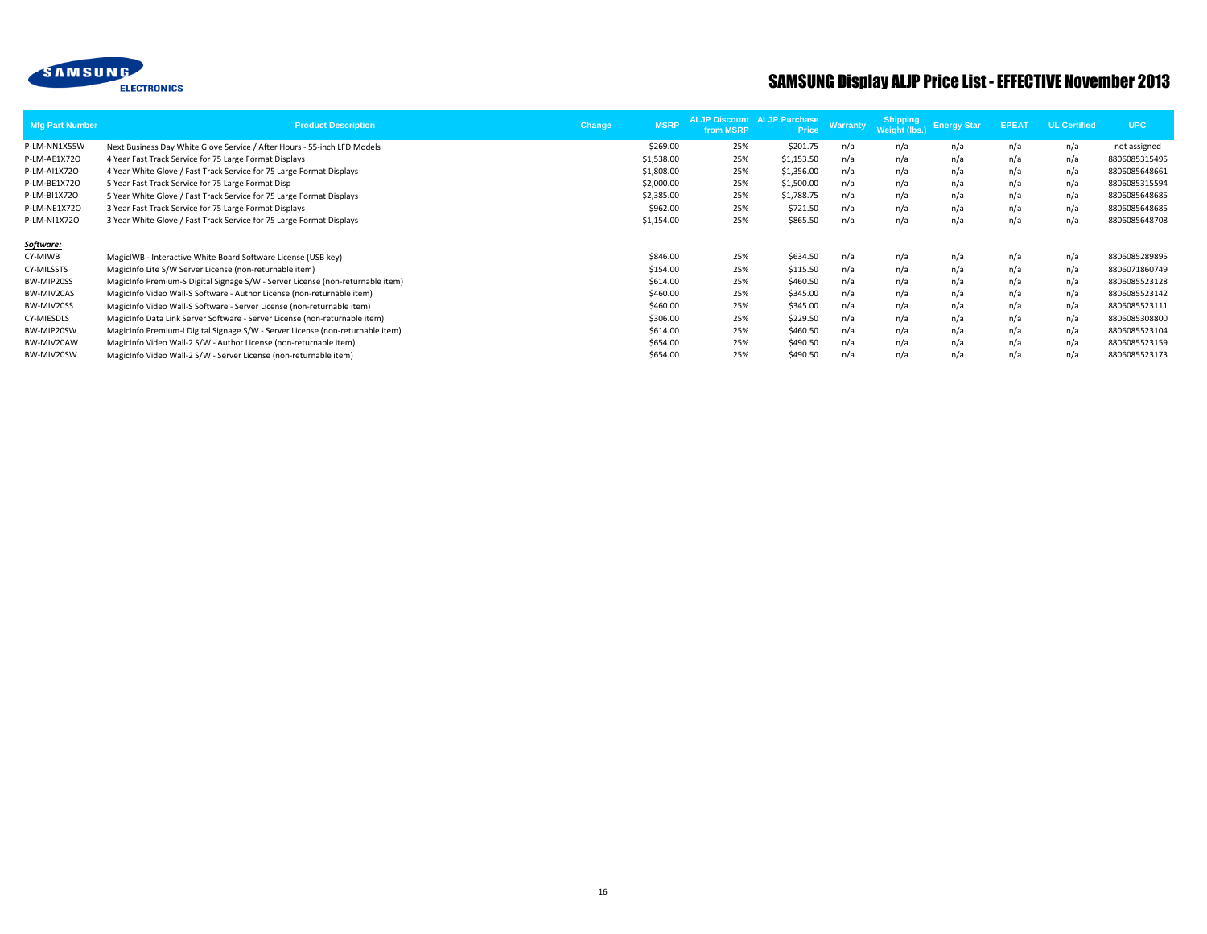# SAMSUNG Display ALJP Price List - EFFECTIVE November 2013

| Mfg Part Number | Product Description | Change | MSRP | ALJP Discount from MSRP | ALJP Purchase Price | Warranty | Shipping Weight (lbs.) | Energy Star | EPEAT | UL Certified | UPC |
|---|---|---|---|---|---|---|---|---|---|---|---|
| P-LM-NN1X55W | Next Business Day White Glove Service / After Hours - 55-inch LFD Models | | $269.00 | 25% | $201.75 | n/a | n/a | n/a | n/a | n/a | not assigned |
| P-LM-AE1X72O | 4 Year Fast Track Service for 75 Large Format Displays | | $1,538.00 | 25% | $1,153.50 | n/a | n/a | n/a | n/a | n/a | 8806085315495 |
| P-LM-AI1X72O | 4 Year White Glove / Fast Track Service for 75 Large Format Displays | | $1,808.00 | 25% | $1,356.00 | n/a | n/a | n/a | n/a | n/a | 8806085648661 |
| P-LM-BE1X72O | 5 Year Fast Track Service for 75 Large Format Disp | | $2,000.00 | 25% | $1,500.00 | n/a | n/a | n/a | n/a | n/a | 8806085315594 |
| P-LM-BI1X72O | 5 Year White Glove / Fast Track Service for 75 Large Format Displays | | $2,385.00 | 25% | $1,788.75 | n/a | n/a | n/a | n/a | n/a | 8806085648685 |
| P-LM-NE1X72O | 3 Year Fast Track Service for 75 Large Format Displays | | $962.00 | 25% | $721.50 | n/a | n/a | n/a | n/a | n/a | 8806085648685 |
| P-LM-NI1X72O | 3 Year White Glove / Fast Track Service for 75 Large Format Displays | | $1,154.00 | 25% | $865.50 | n/a | n/a | n/a | n/a | n/a | 8806085648708 |
| ***Software:*** | | | | | | | | | | | |
| CY-MIWB | MagicIWB - Interactive White Board Software License (USB key) | | $846.00 | 25% | $634.50 | n/a | n/a | n/a | n/a | n/a | 8806085289895 |
| CY-MILSSTS | MagicInfo Lite S/W Server License (non-returnable item) | | $154.00 | 25% | $115.50 | n/a | n/a | n/a | n/a | n/a | 8806071860749 |
| BW-MIP20SS | MagicInfo Premium-S Digital Signage S/W - Server License (non-returnable item) | | $614.00 | 25% | $460.50 | n/a | n/a | n/a | n/a | n/a | 8806085523128 |
| BW-MIV20AS | MagicInfo Video Wall-S Software - Author License (non-returnable item) | | $460.00 | 25% | $345.00 | n/a | n/a | n/a | n/a | n/a | 8806085523142 |
| BW-MIV20SS | MagicInfo Video Wall-S Software - Server License (non-returnable item) | | $460.00 | 25% | $345.00 | n/a | n/a | n/a | n/a | n/a | 8806085523111 |
| CY-MIESDLS | MagicInfo Data Link Server Software - Server License (non-returnable item) | | $306.00 | 25% | $229.50 | n/a | n/a | n/a | n/a | n/a | 8806085308800 |
| BW-MIP20SW | MagicInfo Premium-I Digital Signage S/W - Server License (non-returnable item) | | $614.00 | 25% | $460.50 | n/a | n/a | n/a | n/a | n/a | 8806085523104 |
| BW-MIV20AW | MagicInfo Video Wall-2 S/W - Author License (non-returnable item) | | $654.00 | 25% | $490.50 | n/a | n/a | n/a | n/a | n/a | 8806085523159 |
| BW-MIV20SW | MagicInfo Video Wall-2 S/W - Server License (non-returnable item) | | $654.00 | 25% | $490.50 | n/a | n/a | n/a | n/a | n/a | 8806085523173 |